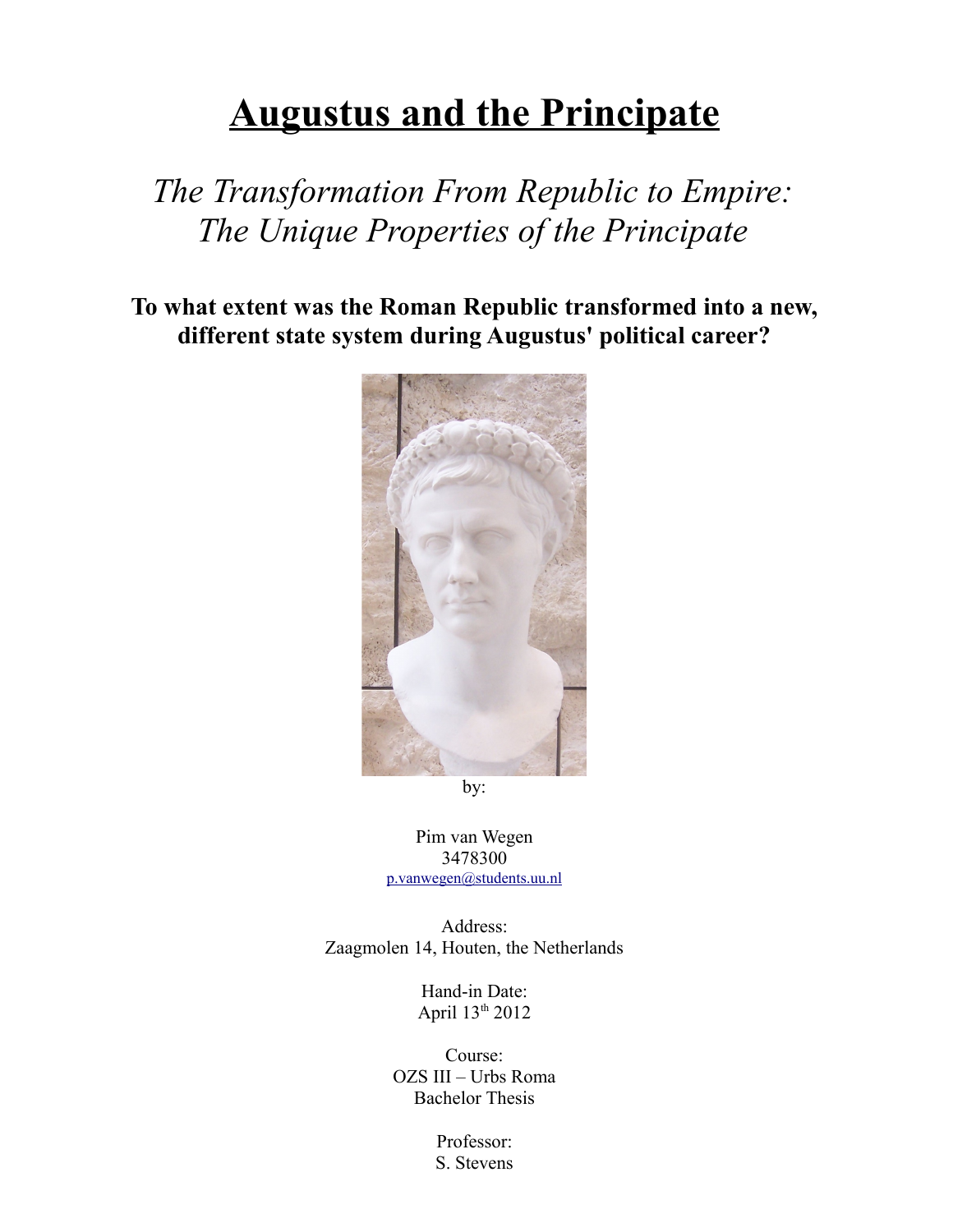# Augustus and the Principate

*The Transformation From Republic to Empire: The Unique Properties of the Principate*

**To what extent was the Roman Republic transformed into a new, different state system during Augustus' political career?**

by:

Pim van Wegen
3478300
p.vanwegen@students.uu.nl

Address:
Zaagmolen 14, Houten, the Netherlands

Hand-in Date:
April 13th 2012

Course:
OZS III – Urbs Roma
Bachelor Thesis

Professor:
S. Stevens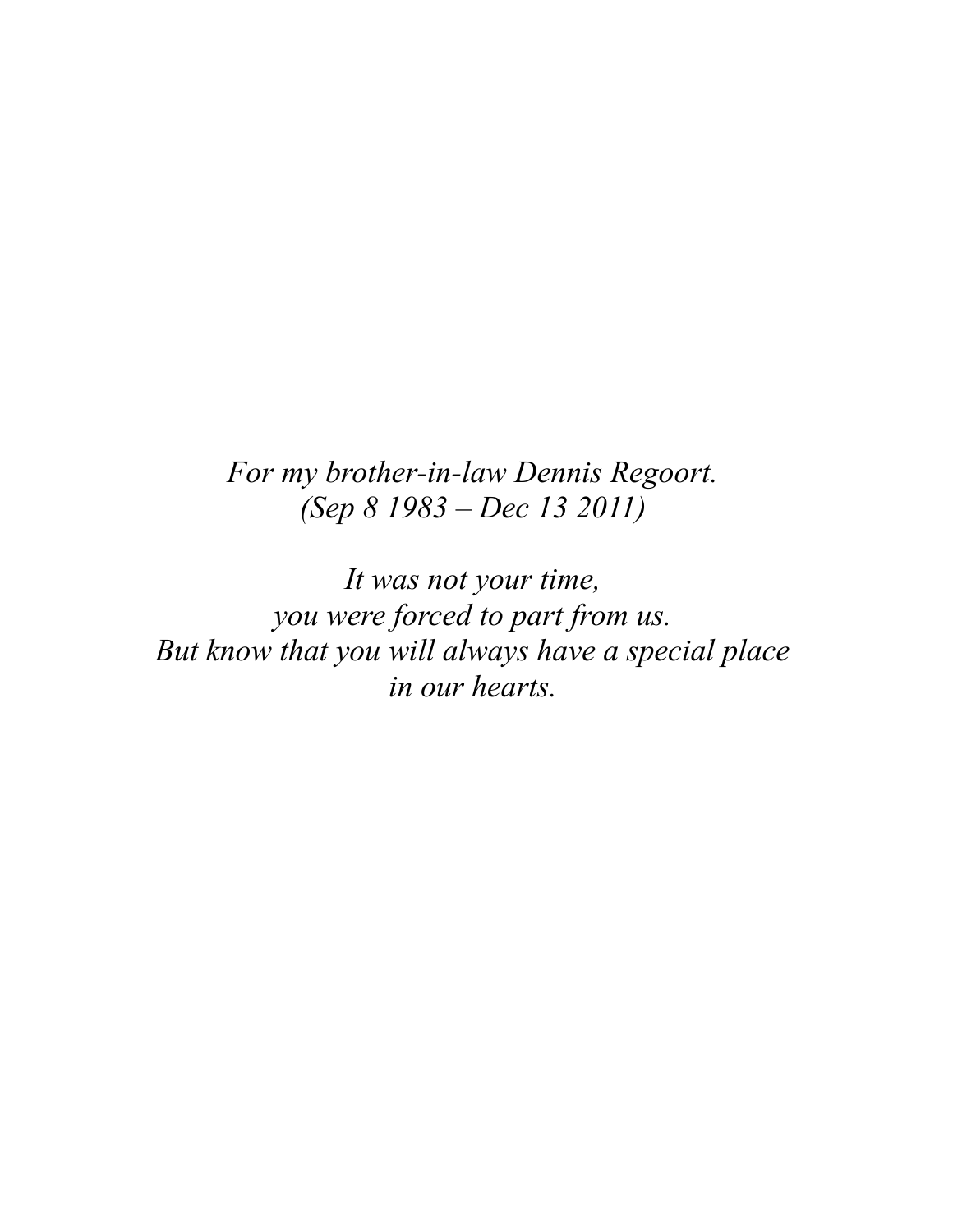*For my brother-in-law Dennis Regoort.*
*(Sep 8 1983 – Dec 13 2011)*

*It was not your time,*
*you were forced to part from us.*
*But know that you will always have a special place*
*in our hearts.*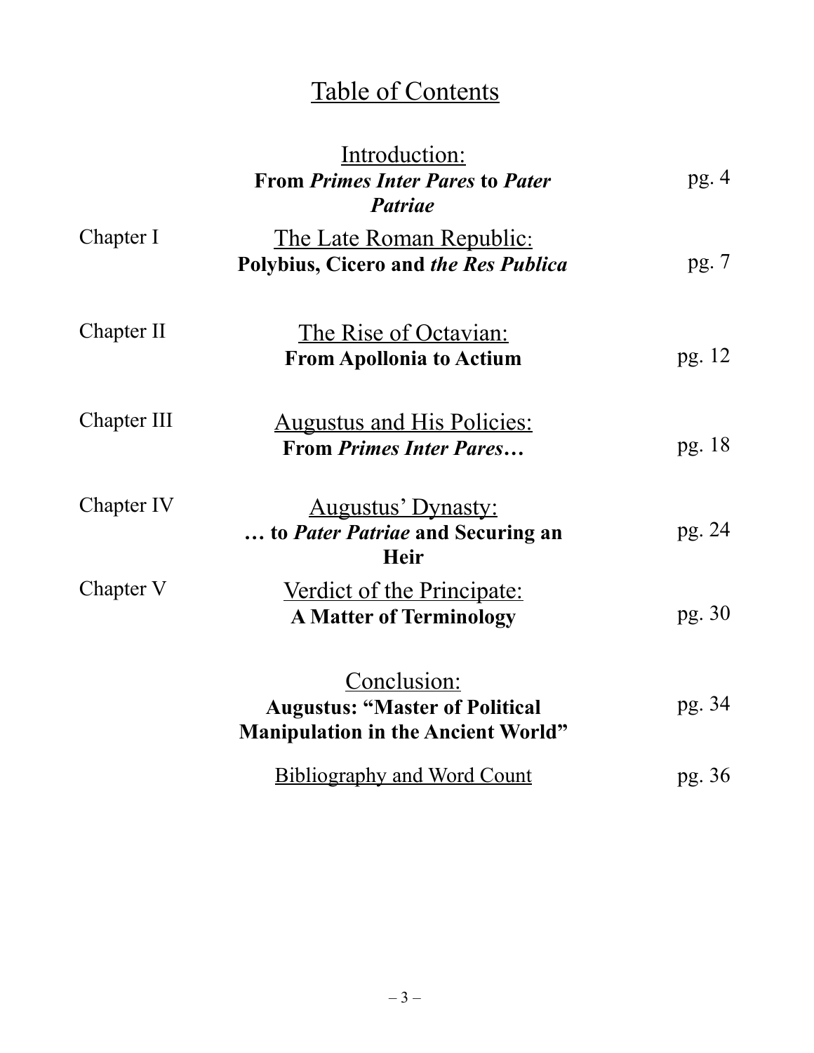# Table of Contents

| | | |
|---|---|---|
| | Introduction: **From *Primes Inter Pares* to *Pater Patriae*** | pg. 4 |
| Chapter I | The Late Roman Republic: **Polybius, Cicero and *the Res Publica*** | pg. 7 |
| Chapter II | The Rise of Octavian: **From Apollonia to Actium** | pg. 12 |
| Chapter III | Augustus and His Policies: **From *Primes Inter Pares*…** | pg. 18 |
| Chapter IV | Augustus' Dynasty: **… to *Pater Patriae* and Securing an Heir** | pg. 24 |
| Chapter V | Verdict of the Principate: **A Matter of Terminology** | pg. 30 |
| | Conclusion: **Augustus: "Master of Political Manipulation in the Ancient World"** | pg. 34 |
| | Bibliography and Word Count | pg. 36 |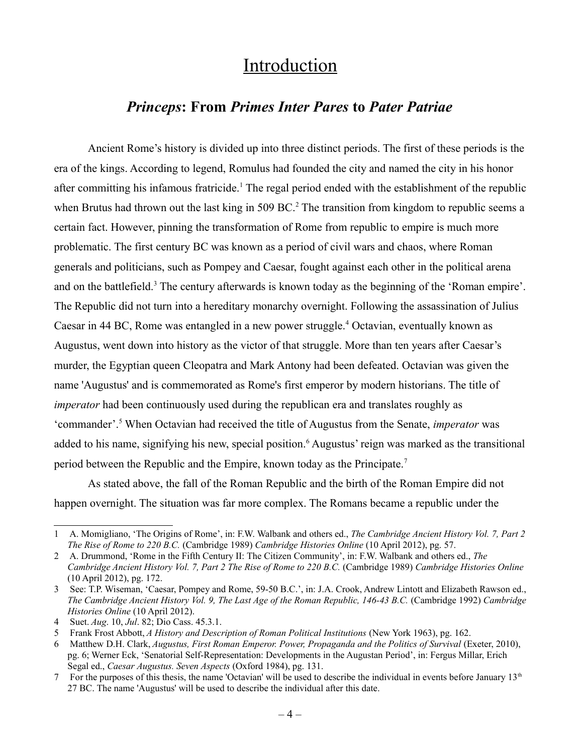# Introduction

## *Princeps*: From *Primes Inter Pares* to *Pater Patriae*

Ancient Rome's history is divided up into three distinct periods. The first of these periods is the era of the kings. According to legend, Romulus had founded the city and named the city in his honor after committing his infamous fratricide.[1] The regal period ended with the establishment of the republic when Brutus had thrown out the last king in 509 BC.[2] The transition from kingdom to republic seems a certain fact. However, pinning the transformation of Rome from republic to empire is much more problematic. The first century BC was known as a period of civil wars and chaos, where Roman generals and politicians, such as Pompey and Caesar, fought against each other in the political arena and on the battlefield.[3] The century afterwards is known today as the beginning of the 'Roman empire'. The Republic did not turn into a hereditary monarchy overnight. Following the assassination of Julius Caesar in 44 BC, Rome was entangled in a new power struggle.[4] Octavian, eventually known as Augustus, went down into history as the victor of that struggle. More than ten years after Caesar's murder, the Egyptian queen Cleopatra and Mark Antony had been defeated. Octavian was given the name 'Augustus' and is commemorated as Rome's first emperor by modern historians. The title of *imperator* had been continuously used during the republican era and translates roughly as 'commander'.[5] When Octavian had received the title of Augustus from the Senate, *imperator* was added to his name, signifying his new, special position.[6] Augustus' reign was marked as the transitional period between the Republic and the Empire, known today as the Principate.[7]

As stated above, the fall of the Roman Republic and the birth of the Roman Empire did not happen overnight. The situation was far more complex. The Romans became a republic under the

---

1 A. Momigliano, 'The Origins of Rome', in: F.W. Walbank and others ed., *The Cambridge Ancient History Vol. 7, Part 2 The Rise of Rome to 220 B.C.* (Cambridge 1989) *Cambridge Histories Online* (10 April 2012), pg. 57.

2 A. Drummond, 'Rome in the Fifth Century II: The Citizen Community', in: F.W. Walbank and others ed., *The Cambridge Ancient History Vol. 7, Part 2 The Rise of Rome to 220 B.C.* (Cambridge 1989) *Cambridge Histories Online* (10 April 2012), pg. 172.

3 See: T.P. Wiseman, 'Caesar, Pompey and Rome, 59-50 B.C.', in: J.A. Crook, Andrew Lintott and Elizabeth Rawson ed., *The Cambridge Ancient History Vol. 9, The Last Age of the Roman Republic, 146-43 B.C.* (Cambridge 1992) *Cambridge Histories Online* (10 April 2012).

4 Suet. *Aug*. 10, *Jul*. 82; Dio Cass. 45.3.1.

5 Frank Frost Abbott, *A History and Description of Roman Political Institutions* (New York 1963), pg. 162.

6 Matthew D.H. Clark, *Augustus, First Roman Emperor. Power, Propaganda and the Politics of Survival* (Exeter, 2010), pg. 6; Werner Eck, 'Senatorial Self-Representation: Developments in the Augustan Period', in: Fergus Millar, Erich Segal ed., *Caesar Augustus. Seven Aspects* (Oxford 1984), pg. 131.

7 For the purposes of this thesis, the name 'Octavian' will be used to describe the individual in events before January 13th 27 BC. The name 'Augustus' will be used to describe the individual after this date.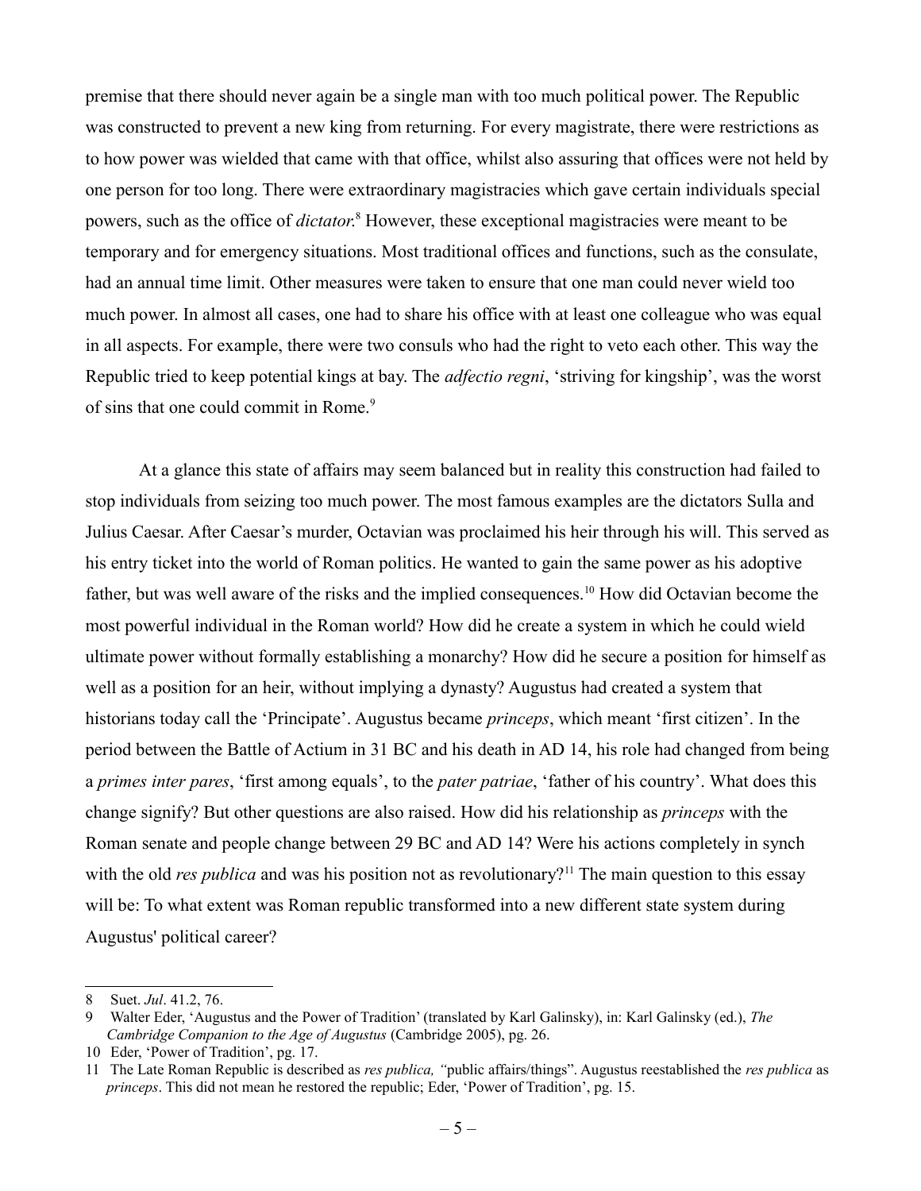premise that there should never again be a single man with too much political power. The Republic was constructed to prevent a new king from returning. For every magistrate, there were restrictions as to how power was wielded that came with that office, whilst also assuring that offices were not held by one person for too long. There were extraordinary magistracies which gave certain individuals special powers, such as the office of *dictator*.[8] However, these exceptional magistracies were meant to be temporary and for emergency situations. Most traditional offices and functions, such as the consulate, had an annual time limit. Other measures were taken to ensure that one man could never wield too much power. In almost all cases, one had to share his office with at least one colleague who was equal in all aspects. For example, there were two consuls who had the right to veto each other. This way the Republic tried to keep potential kings at bay. The *adfectio regni*, 'striving for kingship', was the worst of sins that one could commit in Rome.[9]

At a glance this state of affairs may seem balanced but in reality this construction had failed to stop individuals from seizing too much power. The most famous examples are the dictators Sulla and Julius Caesar. After Caesar's murder, Octavian was proclaimed his heir through his will. This served as his entry ticket into the world of Roman politics. He wanted to gain the same power as his adoptive father, but was well aware of the risks and the implied consequences.[10] How did Octavian become the most powerful individual in the Roman world? How did he create a system in which he could wield ultimate power without formally establishing a monarchy? How did he secure a position for himself as well as a position for an heir, without implying a dynasty? Augustus had created a system that historians today call the 'Principate'. Augustus became *princeps*, which meant 'first citizen'. In the period between the Battle of Actium in 31 BC and his death in AD 14, his role had changed from being a *primes inter pares*, 'first among equals', to the *pater patriae*, 'father of his country'. What does this change signify? But other questions are also raised. How did his relationship as *princeps* with the Roman senate and people change between 29 BC and AD 14? Were his actions completely in synch with the old *res publica* and was his position not as revolutionary?[11] The main question to this essay will be: To what extent was Roman republic transformed into a new different state system during Augustus' political career?

---

8 Suet. *Jul*. 41.2, 76.

9 Walter Eder, 'Augustus and the Power of Tradition' (translated by Karl Galinsky), in: Karl Galinsky (ed.), *The Cambridge Companion to the Age of Augustus* (Cambridge 2005), pg. 26.

10 Eder, 'Power of Tradition', pg. 17.

11 The Late Roman Republic is described as *res publica, "*public affairs/things". Augustus reestablished the *res publica* as *princeps*. This did not mean he restored the republic; Eder, 'Power of Tradition', pg. 15.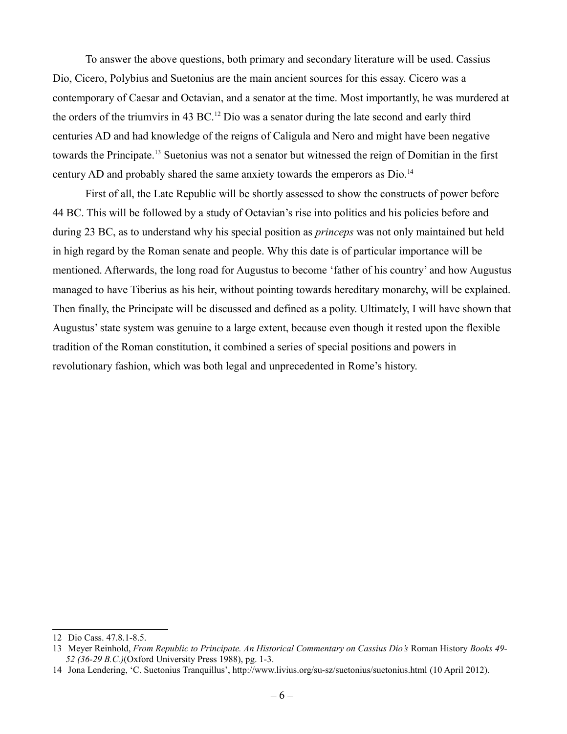To answer the above questions, both primary and secondary literature will be used. Cassius Dio, Cicero, Polybius and Suetonius are the main ancient sources for this essay. Cicero was a contemporary of Caesar and Octavian, and a senator at the time. Most importantly, he was murdered at the orders of the triumvirs in 43 BC.[12] Dio was a senator during the late second and early third centuries AD and had knowledge of the reigns of Caligula and Nero and might have been negative towards the Principate.[13] Suetonius was not a senator but witnessed the reign of Domitian in the first century AD and probably shared the same anxiety towards the emperors as Dio.[14]

First of all, the Late Republic will be shortly assessed to show the constructs of power before 44 BC. This will be followed by a study of Octavian's rise into politics and his policies before and during 23 BC, as to understand why his special position as *princeps* was not only maintained but held in high regard by the Roman senate and people. Why this date is of particular importance will be mentioned. Afterwards, the long road for Augustus to become 'father of his country' and how Augustus managed to have Tiberius as his heir, without pointing towards hereditary monarchy, will be explained. Then finally, the Principate will be discussed and defined as a polity. Ultimately, I will have shown that Augustus' state system was genuine to a large extent, because even though it rested upon the flexible tradition of the Roman constitution, it combined a series of special positions and powers in revolutionary fashion, which was both legal and unprecedented in Rome's history.

---

12 Dio Cass. 47.8.1-8.5.

13 Meyer Reinhold, *From Republic to Principate. An Historical Commentary on Cassius Dio's* Roman History *Books 49-52 (36-29 B.C.)*(Oxford University Press 1988), pg. 1-3.

14 Jona Lendering, 'C. Suetonius Tranquillus', http://www.livius.org/su-sz/suetonius/suetonius.html (10 April 2012).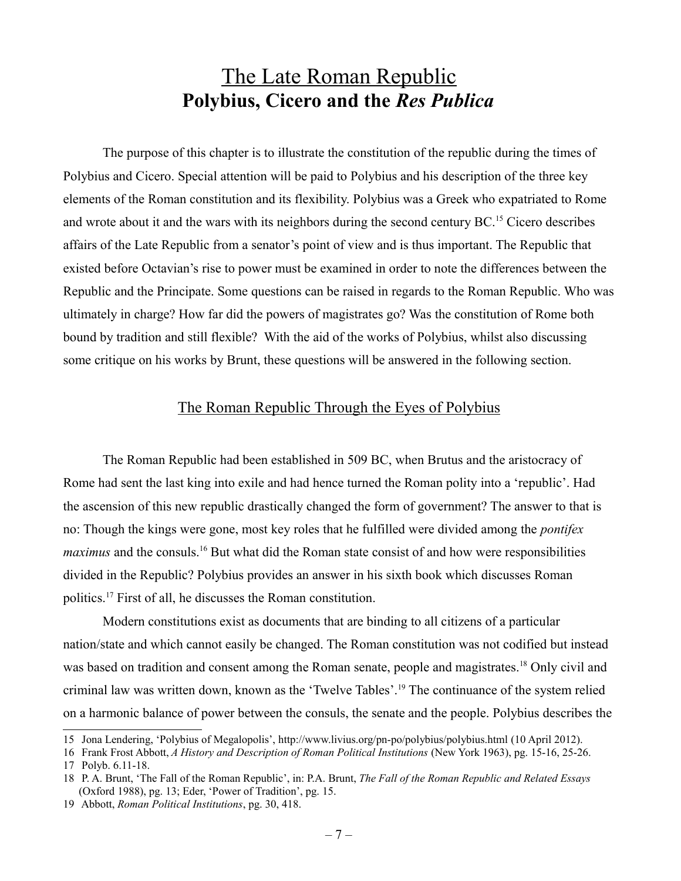# The Late Roman Republic
## Polybius, Cicero and the *Res Publica*

The purpose of this chapter is to illustrate the constitution of the republic during the times of Polybius and Cicero. Special attention will be paid to Polybius and his description of the three key elements of the Roman constitution and its flexibility. Polybius was a Greek who expatriated to Rome and wrote about it and the wars with its neighbors during the second century BC.[15] Cicero describes affairs of the Late Republic from a senator's point of view and is thus important. The Republic that existed before Octavian's rise to power must be examined in order to note the differences between the Republic and the Principate. Some questions can be raised in regards to the Roman Republic. Who was ultimately in charge? How far did the powers of magistrates go? Was the constitution of Rome both bound by tradition and still flexible? With the aid of the works of Polybius, whilst also discussing some critique on his works by Brunt, these questions will be answered in the following section.

### The Roman Republic Through the Eyes of Polybius

The Roman Republic had been established in 509 BC, when Brutus and the aristocracy of Rome had sent the last king into exile and had hence turned the Roman polity into a 'republic'. Had the ascension of this new republic drastically changed the form of government? The answer to that is no: Though the kings were gone, most key roles that he fulfilled were divided among the *pontifex maximus* and the consuls.[16] But what did the Roman state consist of and how were responsibilities divided in the Republic? Polybius provides an answer in his sixth book which discusses Roman politics.[17] First of all, he discusses the Roman constitution.

Modern constitutions exist as documents that are binding to all citizens of a particular nation/state and which cannot easily be changed. The Roman constitution was not codified but instead was based on tradition and consent among the Roman senate, people and magistrates.[18] Only civil and criminal law was written down, known as the 'Twelve Tables'.[19] The continuance of the system relied on a harmonic balance of power between the consuls, the senate and the people. Polybius describes the

---

15 Jona Lendering, 'Polybius of Megalopolis', http://www.livius.org/pn-po/polybius/polybius.html (10 April 2012).

16 Frank Frost Abbott, *A History and Description of Roman Political Institutions* (New York 1963), pg. 15-16, 25-26.

17 Polyb. 6.11-18.

18 P. A. Brunt, 'The Fall of the Roman Republic', in: P.A. Brunt, *The Fall of the Roman Republic and Related Essays* (Oxford 1988), pg. 13; Eder, 'Power of Tradition', pg. 15.

19 Abbott, *Roman Political Institutions*, pg. 30, 418.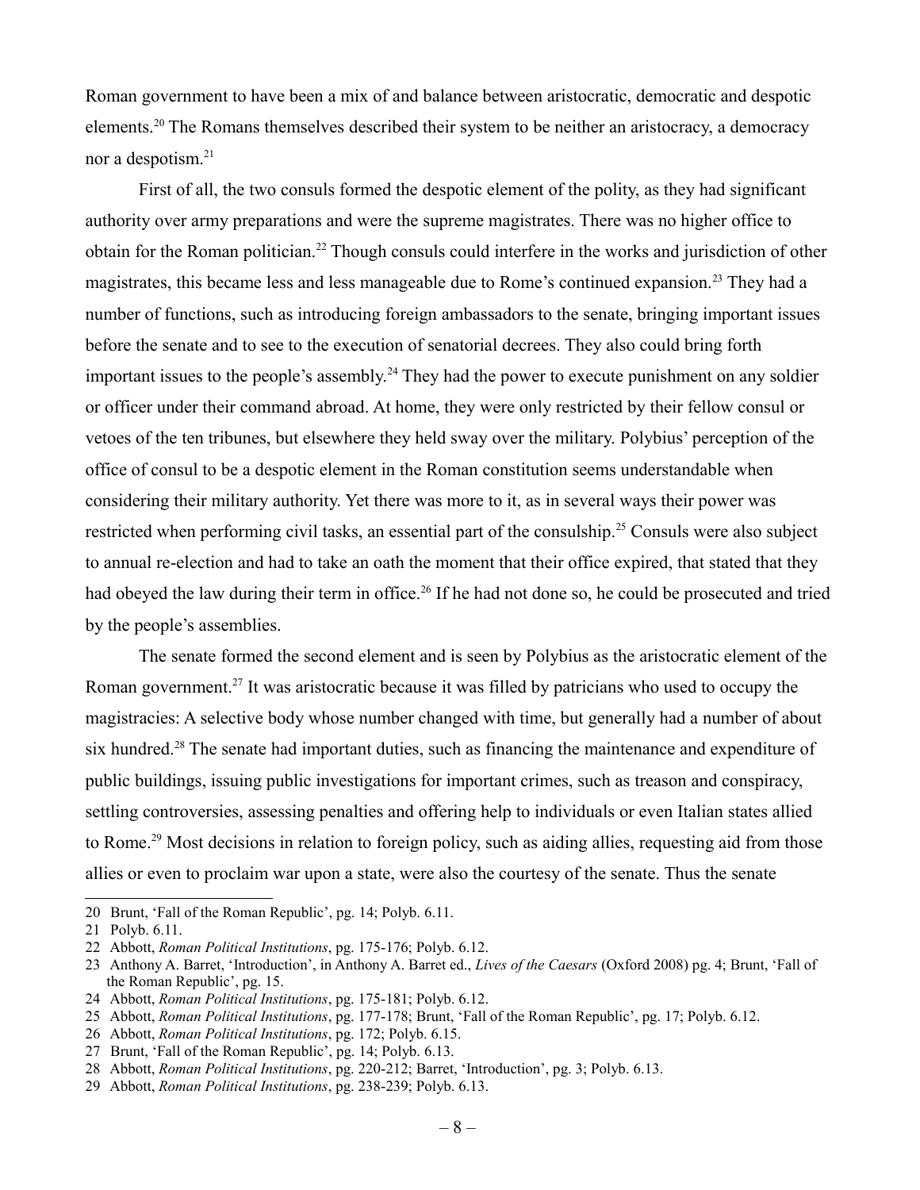Roman government to have been a mix of and balance between aristocratic, democratic and despotic elements.[20] The Romans themselves described their system to be neither an aristocracy, a democracy nor a despotism.[21]

First of all, the two consuls formed the despotic element of the polity, as they had significant authority over army preparations and were the supreme magistrates. There was no higher office to obtain for the Roman politician.[22] Though consuls could interfere in the works and jurisdiction of other magistrates, this became less and less manageable due to Rome's continued expansion.[23] They had a number of functions, such as introducing foreign ambassadors to the senate, bringing important issues before the senate and to see to the execution of senatorial decrees. They also could bring forth important issues to the people's assembly.[24] They had the power to execute punishment on any soldier or officer under their command abroad. At home, they were only restricted by their fellow consul or vetoes of the ten tribunes, but elsewhere they held sway over the military. Polybius' perception of the office of consul to be a despotic element in the Roman constitution seems understandable when considering their military authority. Yet there was more to it, as in several ways their power was restricted when performing civil tasks, an essential part of the consulship.[25] Consuls were also subject to annual re-election and had to take an oath the moment that their office expired, that stated that they had obeyed the law during their term in office.[26] If he had not done so, he could be prosecuted and tried by the people's assemblies.

The senate formed the second element and is seen by Polybius as the aristocratic element of the Roman government.[27] It was aristocratic because it was filled by patricians who used to occupy the magistracies: A selective body whose number changed with time, but generally had a number of about six hundred.[28] The senate had important duties, such as financing the maintenance and expenditure of public buildings, issuing public investigations for important crimes, such as treason and conspiracy, settling controversies, assessing penalties and offering help to individuals or even Italian states allied to Rome.[29] Most decisions in relation to foreign policy, such as aiding allies, requesting aid from those allies or even to proclaim war upon a state, were also the courtesy of the senate. Thus the senate

---

20 Brunt, 'Fall of the Roman Republic', pg. 14; Polyb. 6.11.

21 Polyb. 6.11.

22 Abbott, *Roman Political Institutions*, pg. 175-176; Polyb. 6.12.

23 Anthony A. Barret, 'Introduction', in Anthony A. Barret ed., *Lives of the Caesars* (Oxford 2008) pg. 4; Brunt, 'Fall of the Roman Republic', pg. 15.

24 Abbott, *Roman Political Institutions*, pg. 175-181; Polyb. 6.12.

25 Abbott, *Roman Political Institutions*, pg. 177-178; Brunt, 'Fall of the Roman Republic', pg. 17; Polyb. 6.12.

26 Abbott, *Roman Political Institutions*, pg. 172; Polyb. 6.15.

27 Brunt, 'Fall of the Roman Republic', pg. 14; Polyb. 6.13.

28 Abbott, *Roman Political Institutions*, pg. 220-212; Barret, 'Introduction', pg. 3; Polyb. 6.13.

29 Abbott, *Roman Political Institutions*, pg. 238-239; Polyb. 6.13.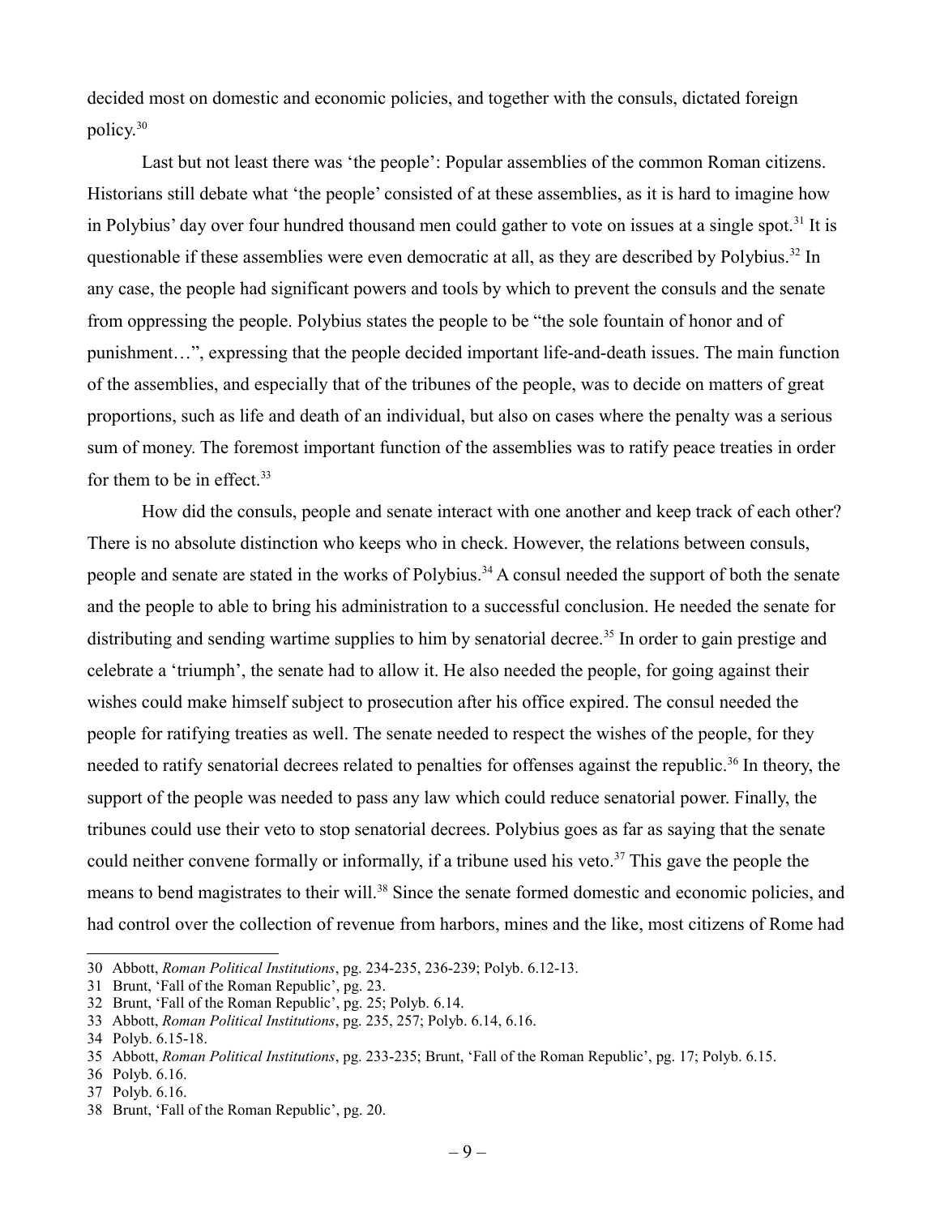decided most on domestic and economic policies, and together with the consuls, dictated foreign policy.[30]

Last but not least there was 'the people': Popular assemblies of the common Roman citizens. Historians still debate what 'the people' consisted of at these assemblies, as it is hard to imagine how in Polybius' day over four hundred thousand men could gather to vote on issues at a single spot.[31] It is questionable if these assemblies were even democratic at all, as they are described by Polybius.[32] In any case, the people had significant powers and tools by which to prevent the consuls and the senate from oppressing the people. Polybius states the people to be "the sole fountain of honor and of punishment…", expressing that the people decided important life-and-death issues. The main function of the assemblies, and especially that of the tribunes of the people, was to decide on matters of great proportions, such as life and death of an individual, but also on cases where the penalty was a serious sum of money. The foremost important function of the assemblies was to ratify peace treaties in order for them to be in effect.[33]

How did the consuls, people and senate interact with one another and keep track of each other? There is no absolute distinction who keeps who in check. However, the relations between consuls, people and senate are stated in the works of Polybius.[34] A consul needed the support of both the senate and the people to able to bring his administration to a successful conclusion. He needed the senate for distributing and sending wartime supplies to him by senatorial decree.[35] In order to gain prestige and celebrate a 'triumph', the senate had to allow it. He also needed the people, for going against their wishes could make himself subject to prosecution after his office expired. The consul needed the people for ratifying treaties as well. The senate needed to respect the wishes of the people, for they needed to ratify senatorial decrees related to penalties for offenses against the republic.[36] In theory, the support of the people was needed to pass any law which could reduce senatorial power. Finally, the tribunes could use their veto to stop senatorial decrees. Polybius goes as far as saying that the senate could neither convene formally or informally, if a tribune used his veto.[37] This gave the people the means to bend magistrates to their will.[38] Since the senate formed domestic and economic policies, and had control over the collection of revenue from harbors, mines and the like, most citizens of Rome had

---

30 Abbott, *Roman Political Institutions*, pg. 234-235, 236-239; Polyb. 6.12-13.

31 Brunt, 'Fall of the Roman Republic', pg. 23.

32 Brunt, 'Fall of the Roman Republic', pg. 25; Polyb. 6.14.

33 Abbott, *Roman Political Institutions*, pg. 235, 257; Polyb. 6.14, 6.16.

34 Polyb. 6.15-18.

35 Abbott, *Roman Political Institutions*, pg. 233-235; Brunt, 'Fall of the Roman Republic', pg. 17; Polyb. 6.15.

36 Polyb. 6.16.

37 Polyb. 6.16.

38 Brunt, 'Fall of the Roman Republic', pg. 20.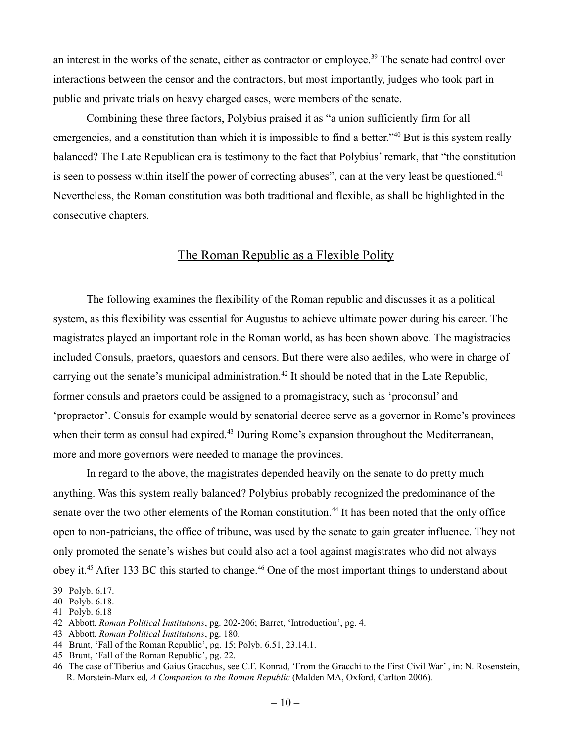an interest in the works of the senate, either as contractor or employee.[39] The senate had control over interactions between the censor and the contractors, but most importantly, judges who took part in public and private trials on heavy charged cases, were members of the senate.

Combining these three factors, Polybius praised it as "a union sufficiently firm for all emergencies, and a constitution than which it is impossible to find a better."[40] But is this system really balanced? The Late Republican era is testimony to the fact that Polybius' remark, that "the constitution is seen to possess within itself the power of correcting abuses", can at the very least be questioned.[41] Nevertheless, the Roman constitution was both traditional and flexible, as shall be highlighted in the consecutive chapters.

## The Roman Republic as a Flexible Polity

The following examines the flexibility of the Roman republic and discusses it as a political system, as this flexibility was essential for Augustus to achieve ultimate power during his career. The magistrates played an important role in the Roman world, as has been shown above. The magistracies included Consuls, praetors, quaestors and censors. But there were also aediles, who were in charge of carrying out the senate's municipal administration.[42] It should be noted that in the Late Republic, former consuls and praetors could be assigned to a promagistracy, such as 'proconsul' and 'propraetor'. Consuls for example would by senatorial decree serve as a governor in Rome's provinces when their term as consul had expired.[43] During Rome's expansion throughout the Mediterranean, more and more governors were needed to manage the provinces.

In regard to the above, the magistrates depended heavily on the senate to do pretty much anything. Was this system really balanced? Polybius probably recognized the predominance of the senate over the two other elements of the Roman constitution.[44] It has been noted that the only office open to non-patricians, the office of tribune, was used by the senate to gain greater influence. They not only promoted the senate's wishes but could also act a tool against magistrates who did not always obey it.[45] After 133 BC this started to change.[46] One of the most important things to understand about

---

39 Polyb. 6.17.

40 Polyb. 6.18.

41 Polyb. 6.18

42 Abbott, *Roman Political Institutions*, pg. 202-206; Barret, 'Introduction', pg. 4.

43 Abbott, *Roman Political Institutions*, pg. 180.

44 Brunt, 'Fall of the Roman Republic', pg. 15; Polyb. 6.51, 23.14.1.

45 Brunt, 'Fall of the Roman Republic', pg. 22.

46 The case of Tiberius and Gaius Gracchus, see C.F. Konrad, 'From the Gracchi to the First Civil War' , in: N. Rosenstein, R. Morstein-Marx ed*, A Companion to the Roman Republic* (Malden MA, Oxford, Carlton 2006).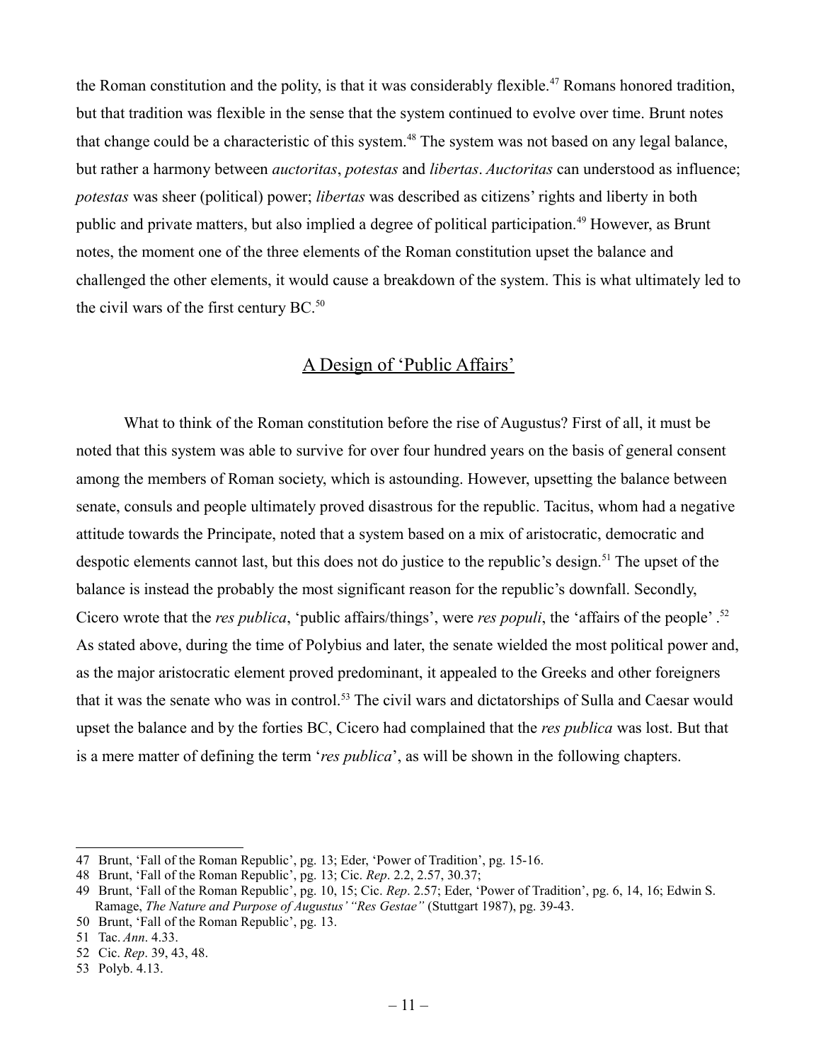the Roman constitution and the polity, is that it was considerably flexible.[47] Romans honored tradition, but that tradition was flexible in the sense that the system continued to evolve over time. Brunt notes that change could be a characteristic of this system.[48] The system was not based on any legal balance, but rather a harmony between *auctoritas*, *potestas* and *libertas*. *Auctoritas* can understood as influence; *potestas* was sheer (political) power; *libertas* was described as citizens' rights and liberty in both public and private matters, but also implied a degree of political participation.[49] However, as Brunt notes, the moment one of the three elements of the Roman constitution upset the balance and challenged the other elements, it would cause a breakdown of the system. This is what ultimately led to the civil wars of the first century BC.[50]

## A Design of 'Public Affairs'

What to think of the Roman constitution before the rise of Augustus? First of all, it must be noted that this system was able to survive for over four hundred years on the basis of general consent among the members of Roman society, which is astounding. However, upsetting the balance between senate, consuls and people ultimately proved disastrous for the republic. Tacitus, whom had a negative attitude towards the Principate, noted that a system based on a mix of aristocratic, democratic and despotic elements cannot last, but this does not do justice to the republic's design.[51] The upset of the balance is instead the probably the most significant reason for the republic's downfall. Secondly, Cicero wrote that the *res publica*, 'public affairs/things', were *res populi*, the 'affairs of the people' .[52] As stated above, during the time of Polybius and later, the senate wielded the most political power and, as the major aristocratic element proved predominant, it appealed to the Greeks and other foreigners that it was the senate who was in control.[53] The civil wars and dictatorships of Sulla and Caesar would upset the balance and by the forties BC, Cicero had complained that the *res publica* was lost. But that is a mere matter of defining the term '*res publica*', as will be shown in the following chapters.

---

47 Brunt, 'Fall of the Roman Republic', pg. 13; Eder, 'Power of Tradition', pg. 15-16.

48 Brunt, 'Fall of the Roman Republic', pg. 13; Cic. *Rep*. 2.2, 2.57, 30.37;

49 Brunt, 'Fall of the Roman Republic', pg. 10, 15; Cic. *Rep*. 2.57; Eder, 'Power of Tradition', pg. 6, 14, 16; Edwin S. Ramage, *The Nature and Purpose of Augustus' "Res Gestae"* (Stuttgart 1987), pg. 39-43.

50 Brunt, 'Fall of the Roman Republic', pg. 13.

51 Tac. *Ann*. 4.33.

52 Cic. *Rep*. 39, 43, 48.

53 Polyb. 4.13.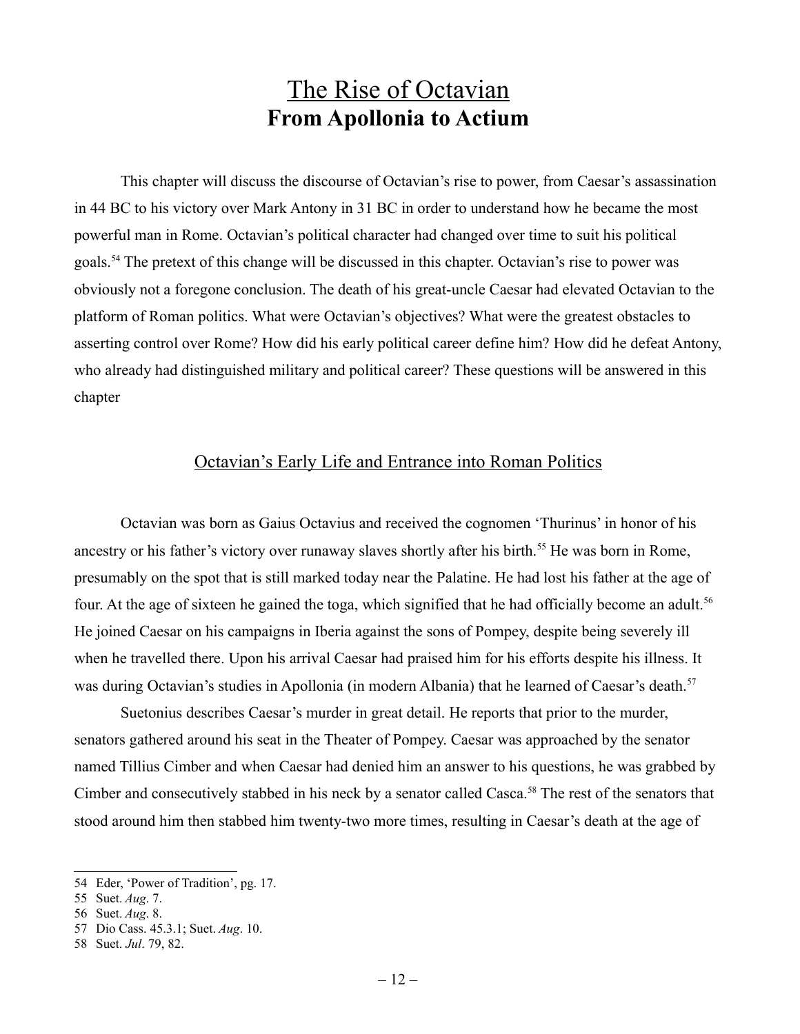# The Rise of Octavian
## From Apollonia to Actium

This chapter will discuss the discourse of Octavian's rise to power, from Caesar's assassination in 44 BC to his victory over Mark Antony in 31 BC in order to understand how he became the most powerful man in Rome. Octavian's political character had changed over time to suit his political goals.[54] The pretext of this change will be discussed in this chapter. Octavian's rise to power was obviously not a foregone conclusion. The death of his great-uncle Caesar had elevated Octavian to the platform of Roman politics. What were Octavian's objectives? What were the greatest obstacles to asserting control over Rome? How did his early political career define him? How did he defeat Antony, who already had distinguished military and political career? These questions will be answered in this chapter

### Octavian's Early Life and Entrance into Roman Politics

Octavian was born as Gaius Octavius and received the cognomen 'Thurinus' in honor of his ancestry or his father's victory over runaway slaves shortly after his birth.[55] He was born in Rome, presumably on the spot that is still marked today near the Palatine. He had lost his father at the age of four. At the age of sixteen he gained the toga, which signified that he had officially become an adult.[56] He joined Caesar on his campaigns in Iberia against the sons of Pompey, despite being severely ill when he travelled there. Upon his arrival Caesar had praised him for his efforts despite his illness. It was during Octavian's studies in Apollonia (in modern Albania) that he learned of Caesar's death.[57]

Suetonius describes Caesar's murder in great detail. He reports that prior to the murder, senators gathered around his seat in the Theater of Pompey. Caesar was approached by the senator named Tillius Cimber and when Caesar had denied him an answer to his questions, he was grabbed by Cimber and consecutively stabbed in his neck by a senator called Casca.[58] The rest of the senators that stood around him then stabbed him twenty-two more times, resulting in Caesar's death at the age of

---

54 Eder, 'Power of Tradition', pg. 17.

55 Suet. *Aug*. 7.

56 Suet. *Aug*. 8.

57 Dio Cass. 45.3.1; Suet. *Aug*. 10.

58 Suet. *Jul*. 79, 82.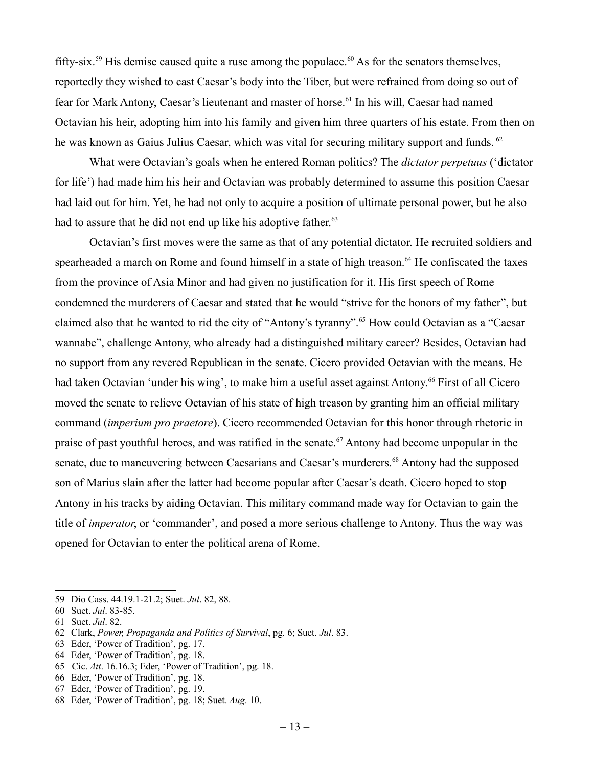fifty-six.[59] His demise caused quite a ruse among the populace.[60] As for the senators themselves, reportedly they wished to cast Caesar's body into the Tiber, but were refrained from doing so out of fear for Mark Antony, Caesar's lieutenant and master of horse.[61] In his will, Caesar had named Octavian his heir, adopting him into his family and given him three quarters of his estate. From then on he was known as Gaius Julius Caesar, which was vital for securing military support and funds. [62]

What were Octavian's goals when he entered Roman politics? The *dictator perpetuus* ('dictator for life') had made him his heir and Octavian was probably determined to assume this position Caesar had laid out for him. Yet, he had not only to acquire a position of ultimate personal power, but he also had to assure that he did not end up like his adoptive father.[63]

Octavian's first moves were the same as that of any potential dictator. He recruited soldiers and spearheaded a march on Rome and found himself in a state of high treason.[64] He confiscated the taxes from the province of Asia Minor and had given no justification for it. His first speech of Rome condemned the murderers of Caesar and stated that he would "strive for the honors of my father", but claimed also that he wanted to rid the city of "Antony's tyranny".[65] How could Octavian as a "Caesar wannabe", challenge Antony, who already had a distinguished military career? Besides, Octavian had no support from any revered Republican in the senate. Cicero provided Octavian with the means. He had taken Octavian 'under his wing', to make him a useful asset against Antony.[66] First of all Cicero moved the senate to relieve Octavian of his state of high treason by granting him an official military command (*imperium pro praetore*). Cicero recommended Octavian for this honor through rhetoric in praise of past youthful heroes, and was ratified in the senate.[67] Antony had become unpopular in the senate, due to maneuvering between Caesarians and Caesar's murderers.[68] Antony had the supposed son of Marius slain after the latter had become popular after Caesar's death. Cicero hoped to stop Antony in his tracks by aiding Octavian. This military command made way for Octavian to gain the title of *imperator*, or 'commander', and posed a more serious challenge to Antony. Thus the way was opened for Octavian to enter the political arena of Rome.

---

59 Dio Cass. 44.19.1-21.2; Suet. *Jul*. 82, 88.

60 Suet. *Jul*. 83-85.

61 Suet. *Jul*. 82.

62 Clark, *Power, Propaganda and Politics of Survival*, pg. 6; Suet. *Jul*. 83.

63 Eder, 'Power of Tradition', pg. 17.

64 Eder, 'Power of Tradition', pg. 18.

65 Cic. *Att*. 16.16.3; Eder, 'Power of Tradition', pg. 18.

66 Eder, 'Power of Tradition', pg. 18.

67 Eder, 'Power of Tradition', pg. 19.

68 Eder, 'Power of Tradition', pg. 18; Suet. *Aug*. 10.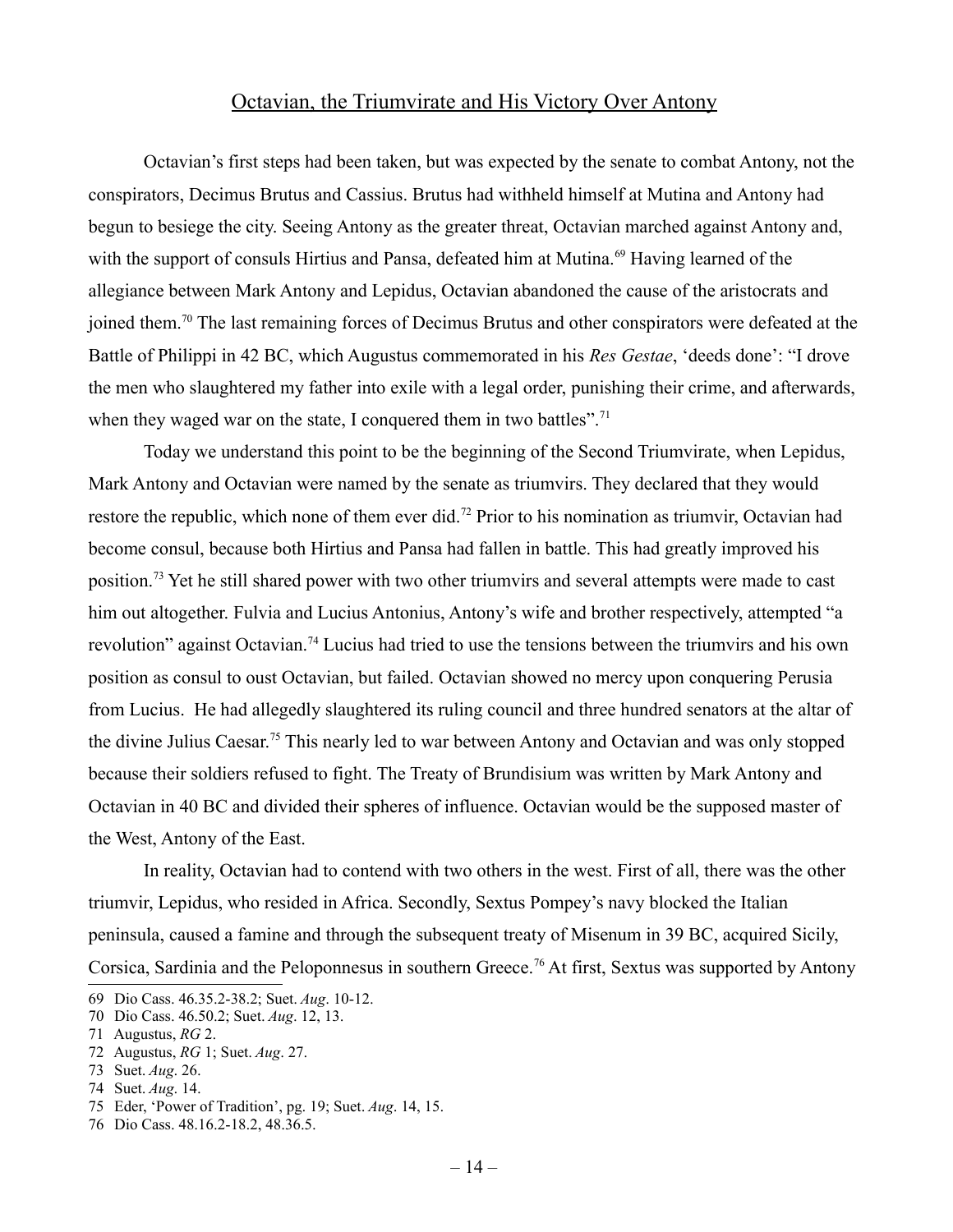## Octavian, the Triumvirate and His Victory Over Antony

Octavian's first steps had been taken, but was expected by the senate to combat Antony, not the conspirators, Decimus Brutus and Cassius. Brutus had withheld himself at Mutina and Antony had begun to besiege the city. Seeing Antony as the greater threat, Octavian marched against Antony and, with the support of consuls Hirtius and Pansa, defeated him at Mutina.[69] Having learned of the allegiance between Mark Antony and Lepidus, Octavian abandoned the cause of the aristocrats and joined them.[70] The last remaining forces of Decimus Brutus and other conspirators were defeated at the Battle of Philippi in 42 BC, which Augustus commemorated in his *Res Gestae*, 'deeds done': "I drove the men who slaughtered my father into exile with a legal order, punishing their crime, and afterwards, when they waged war on the state, I conquered them in two battles".[71]

Today we understand this point to be the beginning of the Second Triumvirate, when Lepidus, Mark Antony and Octavian were named by the senate as triumvirs. They declared that they would restore the republic, which none of them ever did.[72] Prior to his nomination as triumvir, Octavian had become consul, because both Hirtius and Pansa had fallen in battle. This had greatly improved his position.[73] Yet he still shared power with two other triumvirs and several attempts were made to cast him out altogether. Fulvia and Lucius Antonius, Antony's wife and brother respectively, attempted "a revolution" against Octavian.[74] Lucius had tried to use the tensions between the triumvirs and his own position as consul to oust Octavian, but failed. Octavian showed no mercy upon conquering Perusia from Lucius. He had allegedly slaughtered its ruling council and three hundred senators at the altar of the divine Julius Caesar.[75] This nearly led to war between Antony and Octavian and was only stopped because their soldiers refused to fight. The Treaty of Brundisium was written by Mark Antony and Octavian in 40 BC and divided their spheres of influence. Octavian would be the supposed master of the West, Antony of the East.

In reality, Octavian had to contend with two others in the west. First of all, there was the other triumvir, Lepidus, who resided in Africa. Secondly, Sextus Pompey's navy blocked the Italian peninsula, caused a famine and through the subsequent treaty of Misenum in 39 BC, acquired Sicily, Corsica, Sardinia and the Peloponnesus in southern Greece.[76] At first, Sextus was supported by Antony

---

69 Dio Cass. 46.35.2-38.2; Suet. *Aug*. 10-12.

70 Dio Cass. 46.50.2; Suet. *Aug*. 12, 13.

71 Augustus, *RG* 2.

72 Augustus, *RG* 1; Suet. *Aug*. 27.

73 Suet. *Aug*. 26.

74 Suet. *Aug*. 14.

75 Eder, 'Power of Tradition', pg. 19; Suet. *Aug*. 14, 15.

76 Dio Cass. 48.16.2-18.2, 48.36.5.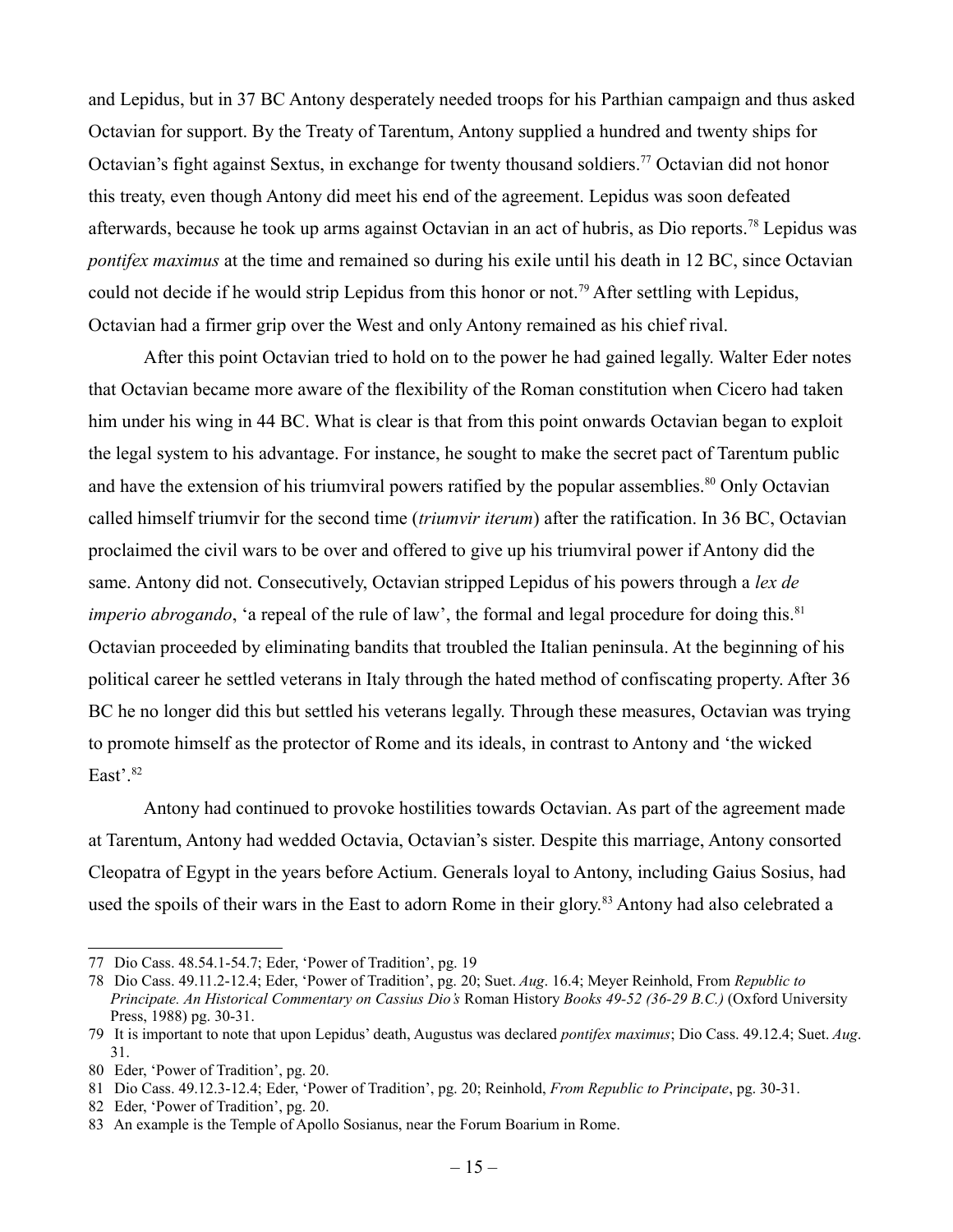and Lepidus, but in 37 BC Antony desperately needed troops for his Parthian campaign and thus asked Octavian for support. By the Treaty of Tarentum, Antony supplied a hundred and twenty ships for Octavian's fight against Sextus, in exchange for twenty thousand soldiers.[77] Octavian did not honor this treaty, even though Antony did meet his end of the agreement. Lepidus was soon defeated afterwards, because he took up arms against Octavian in an act of hubris, as Dio reports.[78] Lepidus was *pontifex maximus* at the time and remained so during his exile until his death in 12 BC, since Octavian could not decide if he would strip Lepidus from this honor or not.[79] After settling with Lepidus, Octavian had a firmer grip over the West and only Antony remained as his chief rival.

After this point Octavian tried to hold on to the power he had gained legally. Walter Eder notes that Octavian became more aware of the flexibility of the Roman constitution when Cicero had taken him under his wing in 44 BC. What is clear is that from this point onwards Octavian began to exploit the legal system to his advantage. For instance, he sought to make the secret pact of Tarentum public and have the extension of his triumviral powers ratified by the popular assemblies.[80] Only Octavian called himself triumvir for the second time (*triumvir iterum*) after the ratification. In 36 BC, Octavian proclaimed the civil wars to be over and offered to give up his triumviral power if Antony did the same. Antony did not. Consecutively, Octavian stripped Lepidus of his powers through a *lex de imperio abrogando*, 'a repeal of the rule of law', the formal and legal procedure for doing this.[81] Octavian proceeded by eliminating bandits that troubled the Italian peninsula. At the beginning of his political career he settled veterans in Italy through the hated method of confiscating property. After 36 BC he no longer did this but settled his veterans legally. Through these measures, Octavian was trying to promote himself as the protector of Rome and its ideals, in contrast to Antony and 'the wicked East'.[82]

Antony had continued to provoke hostilities towards Octavian. As part of the agreement made at Tarentum, Antony had wedded Octavia, Octavian's sister. Despite this marriage, Antony consorted Cleopatra of Egypt in the years before Actium. Generals loyal to Antony, including Gaius Sosius, had used the spoils of their wars in the East to adorn Rome in their glory.[83] Antony had also celebrated a

---

77 Dio Cass. 48.54.1-54.7; Eder, 'Power of Tradition', pg. 19

78 Dio Cass. 49.11.2-12.4; Eder, 'Power of Tradition', pg. 20; Suet. *Aug*. 16.4; Meyer Reinhold, From *Republic to Principate. An Historical Commentary on Cassius Dio's* Roman History *Books 49-52 (36-29 B.C.)* (Oxford University Press, 1988) pg. 30-31.

79 It is important to note that upon Lepidus' death, Augustus was declared *pontifex maximus*; Dio Cass. 49.12.4; Suet. *Aug*. 31.

80 Eder, 'Power of Tradition', pg. 20.

81 Dio Cass. 49.12.3-12.4; Eder, 'Power of Tradition', pg. 20; Reinhold, *From Republic to Principate*, pg. 30-31.

82 Eder, 'Power of Tradition', pg. 20.

83 An example is the Temple of Apollo Sosianus, near the Forum Boarium in Rome.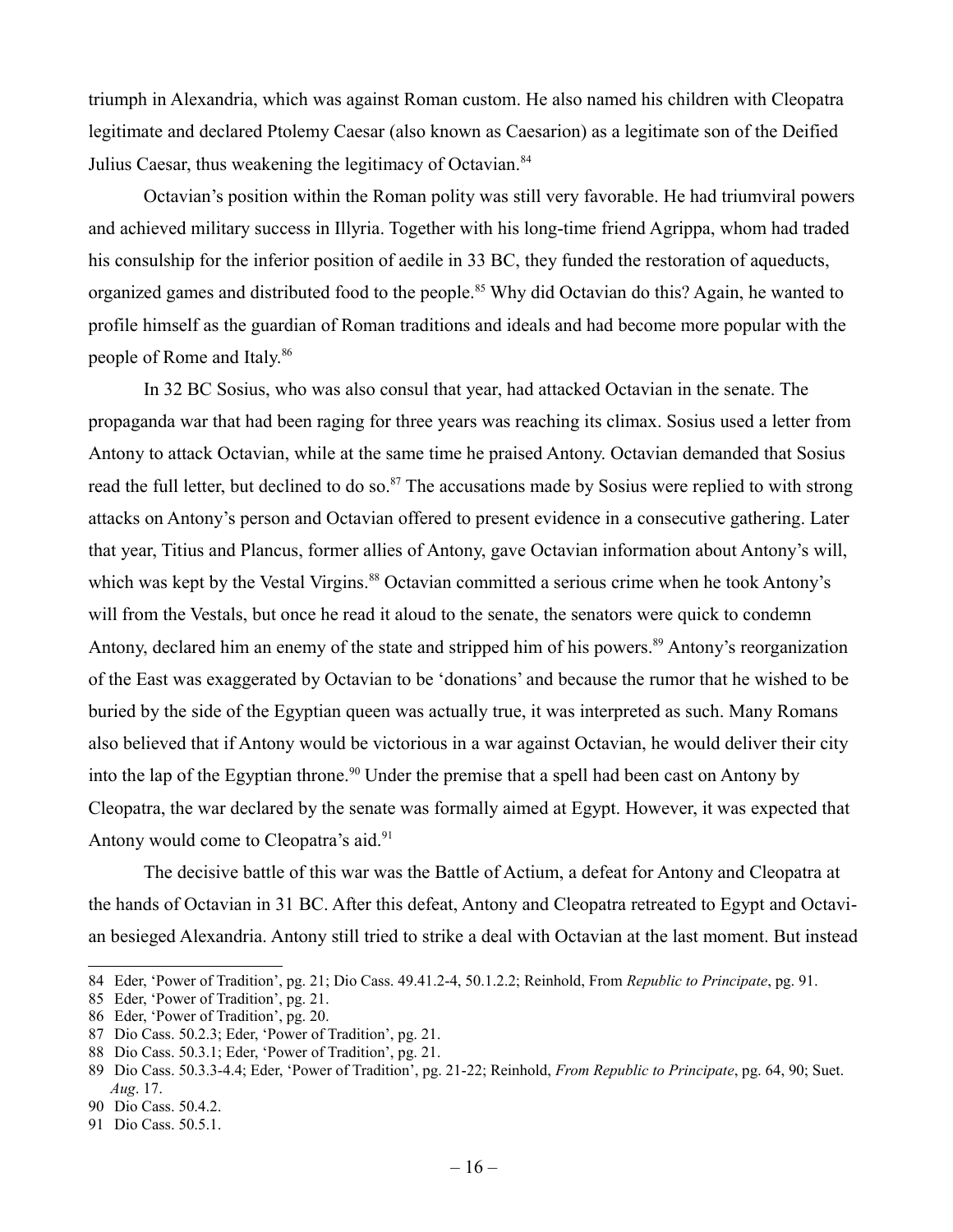triumph in Alexandria, which was against Roman custom. He also named his children with Cleopatra legitimate and declared Ptolemy Caesar (also known as Caesarion) as a legitimate son of the Deified Julius Caesar, thus weakening the legitimacy of Octavian.[84]

Octavian's position within the Roman polity was still very favorable. He had triumviral powers and achieved military success in Illyria. Together with his long-time friend Agrippa, whom had traded his consulship for the inferior position of aedile in 33 BC, they funded the restoration of aqueducts, organized games and distributed food to the people.[85] Why did Octavian do this? Again, he wanted to profile himself as the guardian of Roman traditions and ideals and had become more popular with the people of Rome and Italy.[86]

In 32 BC Sosius, who was also consul that year, had attacked Octavian in the senate. The propaganda war that had been raging for three years was reaching its climax. Sosius used a letter from Antony to attack Octavian, while at the same time he praised Antony. Octavian demanded that Sosius read the full letter, but declined to do so.[87] The accusations made by Sosius were replied to with strong attacks on Antony's person and Octavian offered to present evidence in a consecutive gathering. Later that year, Titius and Plancus, former allies of Antony, gave Octavian information about Antony's will, which was kept by the Vestal Virgins.[88] Octavian committed a serious crime when he took Antony's will from the Vestals, but once he read it aloud to the senate, the senators were quick to condemn Antony, declared him an enemy of the state and stripped him of his powers.[89] Antony's reorganization of the East was exaggerated by Octavian to be 'donations' and because the rumor that he wished to be buried by the side of the Egyptian queen was actually true, it was interpreted as such. Many Romans also believed that if Antony would be victorious in a war against Octavian, he would deliver their city into the lap of the Egyptian throne.[90] Under the premise that a spell had been cast on Antony by Cleopatra, the war declared by the senate was formally aimed at Egypt. However, it was expected that Antony would come to Cleopatra's aid.[91]

The decisive battle of this war was the Battle of Actium, a defeat for Antony and Cleopatra at the hands of Octavian in 31 BC. After this defeat, Antony and Cleopatra retreated to Egypt and Octavian besieged Alexandria. Antony still tried to strike a deal with Octavian at the last moment. But instead

---

84 Eder, 'Power of Tradition', pg. 21; Dio Cass. 49.41.2-4, 50.1.2.2; Reinhold, From *Republic to Principate*, pg. 91.

85 Eder, 'Power of Tradition', pg. 21.

86 Eder, 'Power of Tradition', pg. 20.

87 Dio Cass. 50.2.3; Eder, 'Power of Tradition', pg. 21.

88 Dio Cass. 50.3.1; Eder, 'Power of Tradition', pg. 21.

89 Dio Cass. 50.3.3-4.4; Eder, 'Power of Tradition', pg. 21-22; Reinhold, *From Republic to Principate*, pg. 64, 90; Suet. *Aug*. 17.

90 Dio Cass. 50.4.2.

91 Dio Cass. 50.5.1.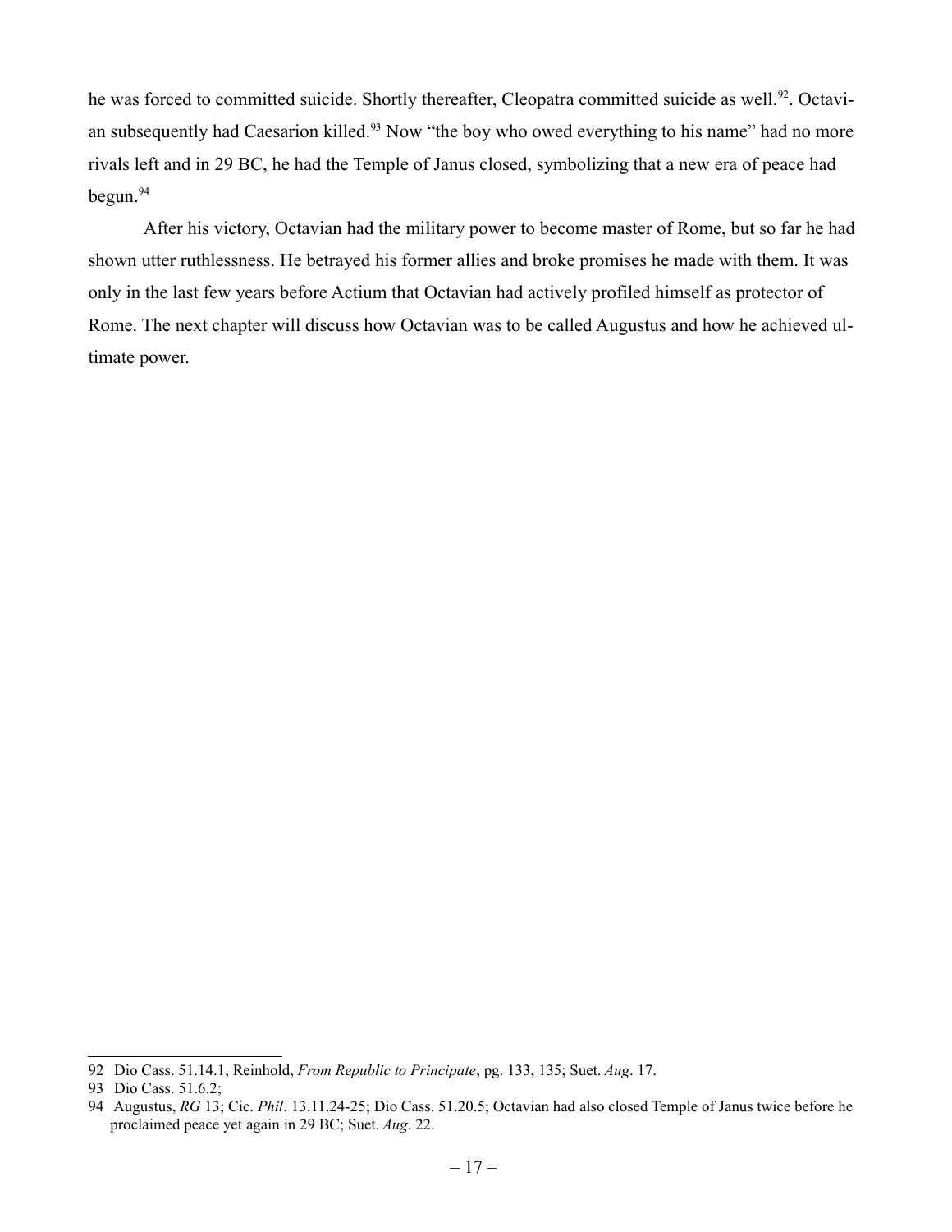he was forced to committed suicide. Shortly thereafter, Cleopatra committed suicide as well.[92]. Octavian subsequently had Caesarion killed.[93] Now "the boy who owed everything to his name" had no more rivals left and in 29 BC, he had the Temple of Janus closed, symbolizing that a new era of peace had begun.[94]

After his victory, Octavian had the military power to become master of Rome, but so far he had shown utter ruthlessness. He betrayed his former allies and broke promises he made with them. It was only in the last few years before Actium that Octavian had actively profiled himself as protector of Rome. The next chapter will discuss how Octavian was to be called Augustus and how he achieved ultimate power.

---

92 Dio Cass. 51.14.1, Reinhold, *From Republic to Principate*, pg. 133, 135; Suet. *Aug*. 17.

93 Dio Cass. 51.6.2;

94 Augustus, *RG* 13; Cic. *Phil*. 13.11.24-25; Dio Cass. 51.20.5; Octavian had also closed Temple of Janus twice before he proclaimed peace yet again in 29 BC; Suet. *Aug*. 22.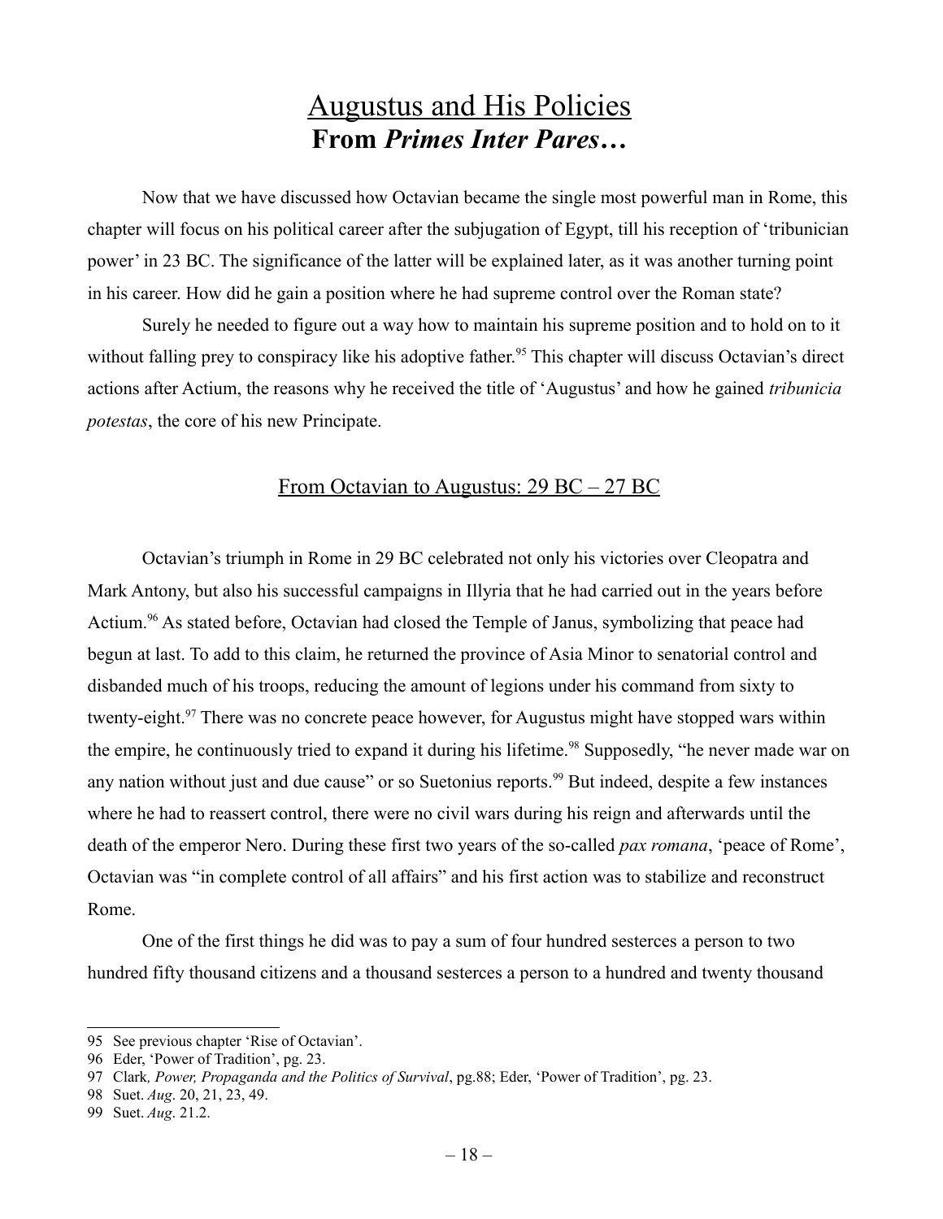# Augustus and His Policies
## From *Primes Inter Pares*…

Now that we have discussed how Octavian became the single most powerful man in Rome, this chapter will focus on his political career after the subjugation of Egypt, till his reception of 'tribunician power' in 23 BC. The significance of the latter will be explained later, as it was another turning point in his career. How did he gain a position where he had supreme control over the Roman state?

Surely he needed to figure out a way how to maintain his supreme position and to hold on to it without falling prey to conspiracy like his adoptive father.[95] This chapter will discuss Octavian's direct actions after Actium, the reasons why he received the title of 'Augustus' and how he gained *tribunicia potestas*, the core of his new Principate.

### From Octavian to Augustus: 29 BC – 27 BC

Octavian's triumph in Rome in 29 BC celebrated not only his victories over Cleopatra and Mark Antony, but also his successful campaigns in Illyria that he had carried out in the years before Actium.[96] As stated before, Octavian had closed the Temple of Janus, symbolizing that peace had begun at last. To add to this claim, he returned the province of Asia Minor to senatorial control and disbanded much of his troops, reducing the amount of legions under his command from sixty to twenty-eight.[97] There was no concrete peace however, for Augustus might have stopped wars within the empire, he continuously tried to expand it during his lifetime.[98] Supposedly, "he never made war on any nation without just and due cause" or so Suetonius reports.[99] But indeed, despite a few instances where he had to reassert control, there were no civil wars during his reign and afterwards until the death of the emperor Nero. During these first two years of the so-called *pax romana*, 'peace of Rome', Octavian was "in complete control of all affairs" and his first action was to stabilize and reconstruct Rome.

One of the first things he did was to pay a sum of four hundred sesterces a person to two hundred fifty thousand citizens and a thousand sesterces a person to a hundred and twenty thousand

---

95 See previous chapter 'Rise of Octavian'.

96 Eder, 'Power of Tradition', pg. 23.

97 Clark, *Power, Propaganda and the Politics of Survival*, pg.88; Eder, 'Power of Tradition', pg. 23.

98 Suet. *Aug*. 20, 21, 23, 49.

99 Suet. *Aug*. 21.2.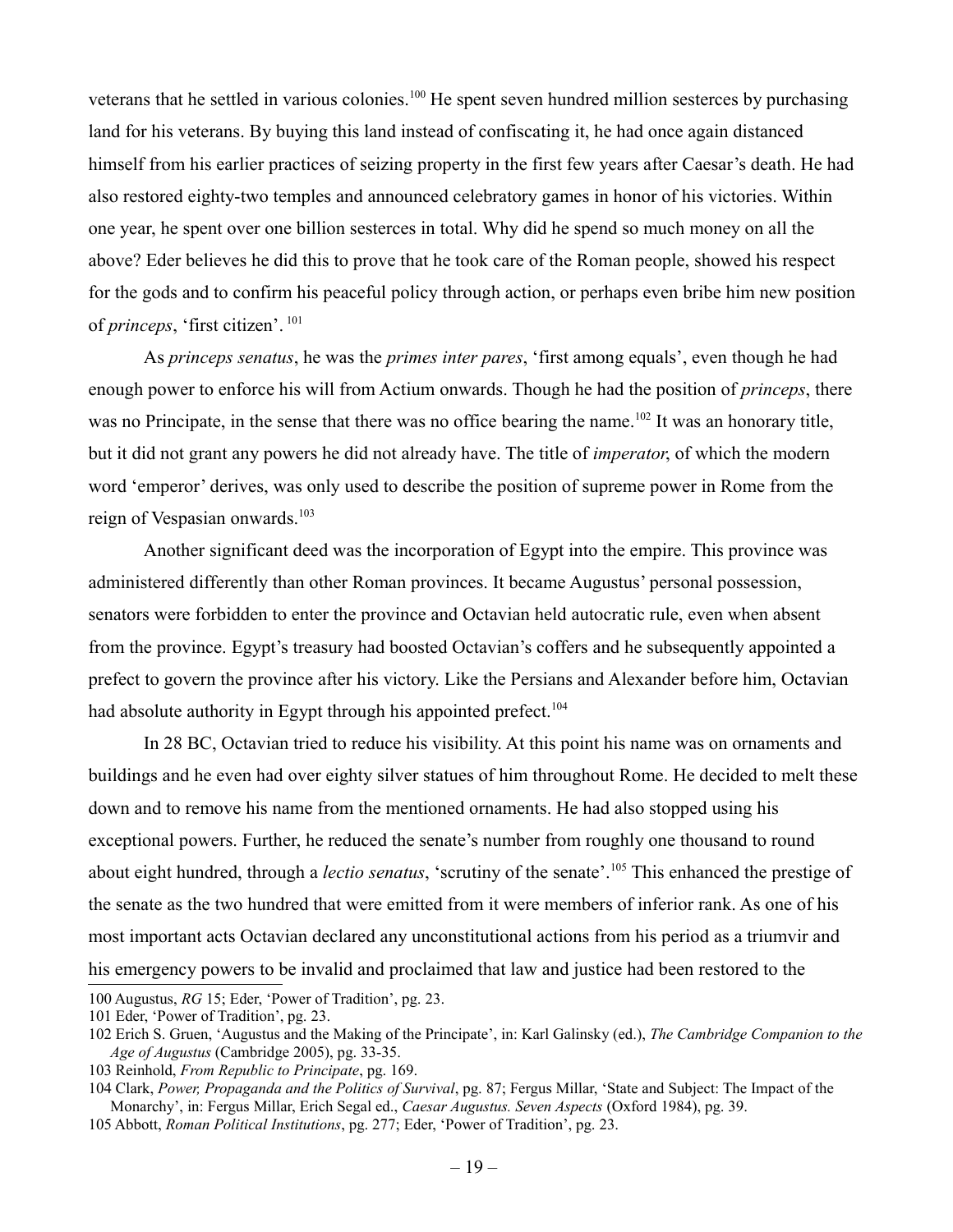veterans that he settled in various colonies.[100] He spent seven hundred million sesterces by purchasing land for his veterans. By buying this land instead of confiscating it, he had once again distanced himself from his earlier practices of seizing property in the first few years after Caesar's death. He had also restored eighty-two temples and announced celebratory games in honor of his victories. Within one year, he spent over one billion sesterces in total. Why did he spend so much money on all the above? Eder believes he did this to prove that he took care of the Roman people, showed his respect for the gods and to confirm his peaceful policy through action, or perhaps even bribe him new position of *princeps*, 'first citizen'. [101]

As *princeps senatus*, he was the *primes inter pares*, 'first among equals', even though he had enough power to enforce his will from Actium onwards. Though he had the position of *princeps*, there was no Principate, in the sense that there was no office bearing the name.[102] It was an honorary title, but it did not grant any powers he did not already have. The title of *imperator*, of which the modern word 'emperor' derives, was only used to describe the position of supreme power in Rome from the reign of Vespasian onwards.[103]

Another significant deed was the incorporation of Egypt into the empire. This province was administered differently than other Roman provinces. It became Augustus' personal possession, senators were forbidden to enter the province and Octavian held autocratic rule, even when absent from the province. Egypt's treasury had boosted Octavian's coffers and he subsequently appointed a prefect to govern the province after his victory. Like the Persians and Alexander before him, Octavian had absolute authority in Egypt through his appointed prefect.[104]

In 28 BC, Octavian tried to reduce his visibility. At this point his name was on ornaments and buildings and he even had over eighty silver statues of him throughout Rome. He decided to melt these down and to remove his name from the mentioned ornaments. He had also stopped using his exceptional powers. Further, he reduced the senate's number from roughly one thousand to round about eight hundred, through a *lectio senatus*, 'scrutiny of the senate'.[105] This enhanced the prestige of the senate as the two hundred that were emitted from it were members of inferior rank. As one of his most important acts Octavian declared any unconstitutional actions from his period as a triumvir and his emergency powers to be invalid and proclaimed that law and justice had been restored to the

---

100 Augustus, *RG* 15; Eder, 'Power of Tradition', pg. 23.

101 Eder, 'Power of Tradition', pg. 23.

102 Erich S. Gruen, 'Augustus and the Making of the Principate', in: Karl Galinsky (ed.), *The Cambridge Companion to the Age of Augustus* (Cambridge 2005), pg. 33-35.

103 Reinhold, *From Republic to Principate*, pg. 169.

104 Clark, *Power, Propaganda and the Politics of Survival*, pg. 87; Fergus Millar, 'State and Subject: The Impact of the Monarchy', in: Fergus Millar, Erich Segal ed., *Caesar Augustus. Seven Aspects* (Oxford 1984), pg. 39.

105 Abbott, *Roman Political Institutions*, pg. 277; Eder, 'Power of Tradition', pg. 23.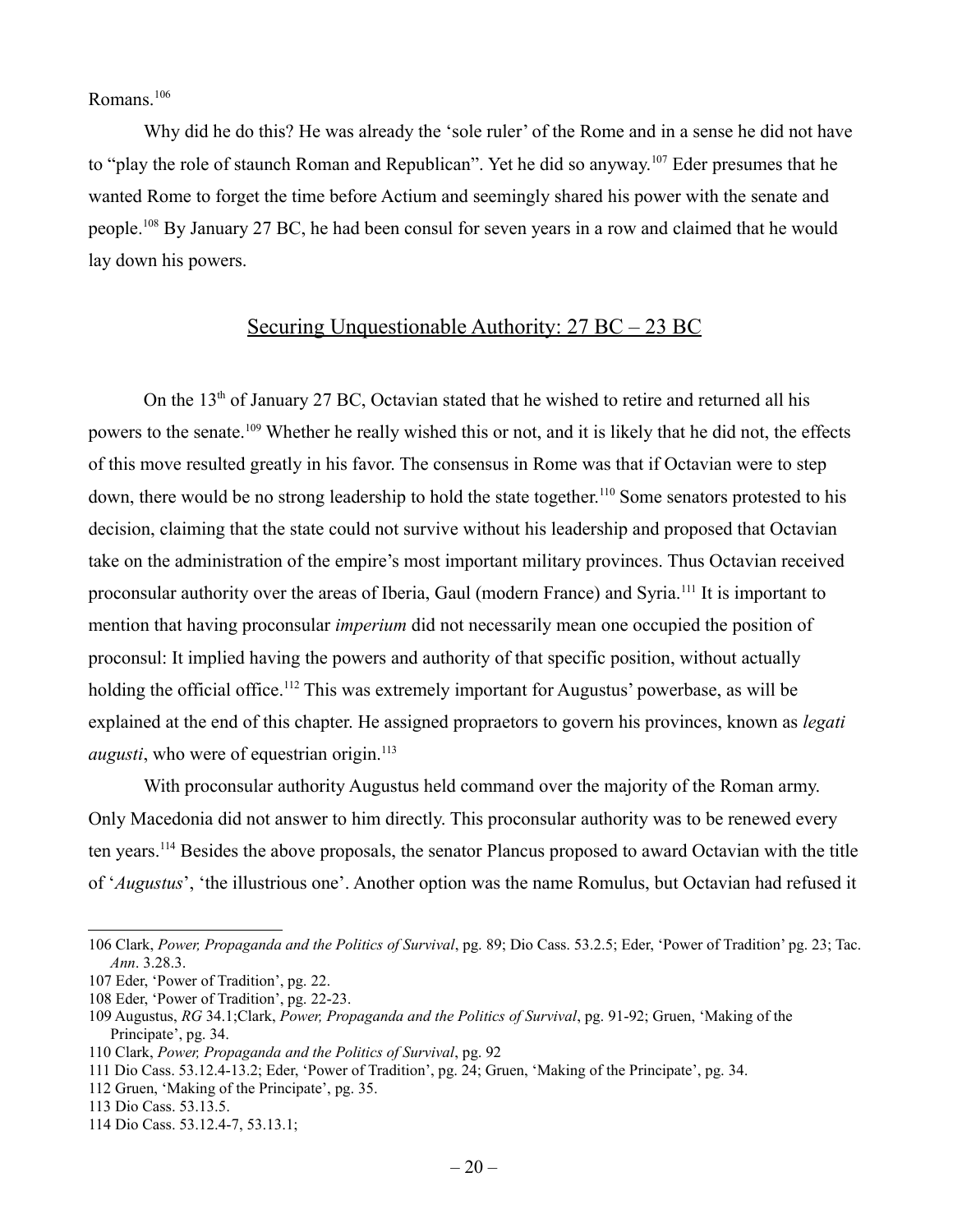Romans.[106]

Why did he do this? He was already the 'sole ruler' of the Rome and in a sense he did not have to "play the role of staunch Roman and Republican". Yet he did so anyway.[107] Eder presumes that he wanted Rome to forget the time before Actium and seemingly shared his power with the senate and people.[108] By January 27 BC, he had been consul for seven years in a row and claimed that he would lay down his powers.

## Securing Unquestionable Authority: 27 BC – 23 BC

On the 13th of January 27 BC, Octavian stated that he wished to retire and returned all his powers to the senate.[109] Whether he really wished this or not, and it is likely that he did not, the effects of this move resulted greatly in his favor. The consensus in Rome was that if Octavian were to step down, there would be no strong leadership to hold the state together.[110] Some senators protested to his decision, claiming that the state could not survive without his leadership and proposed that Octavian take on the administration of the empire's most important military provinces. Thus Octavian received proconsular authority over the areas of Iberia, Gaul (modern France) and Syria.[111] It is important to mention that having proconsular *imperium* did not necessarily mean one occupied the position of proconsul: It implied having the powers and authority of that specific position, without actually holding the official office.[112] This was extremely important for Augustus' powerbase, as will be explained at the end of this chapter. He assigned propraetors to govern his provinces, known as *legati augusti*, who were of equestrian origin.[113]

With proconsular authority Augustus held command over the majority of the Roman army. Only Macedonia did not answer to him directly. This proconsular authority was to be renewed every ten years.[114] Besides the above proposals, the senator Plancus proposed to award Octavian with the title of '*Augustus*', 'the illustrious one'. Another option was the name Romulus, but Octavian had refused it

---

106 Clark, *Power, Propaganda and the Politics of Survival*, pg. 89; Dio Cass. 53.2.5; Eder, 'Power of Tradition' pg. 23; Tac. *Ann*. 3.28.3.

107 Eder, 'Power of Tradition', pg. 22.

108 Eder, 'Power of Tradition', pg. 22-23.

109 Augustus, *RG* 34.1;Clark, *Power, Propaganda and the Politics of Survival*, pg. 91-92; Gruen, 'Making of the Principate', pg. 34.

110 Clark, *Power, Propaganda and the Politics of Survival*, pg. 92

111 Dio Cass. 53.12.4-13.2; Eder, 'Power of Tradition', pg. 24; Gruen, 'Making of the Principate', pg. 34.

112 Gruen, 'Making of the Principate', pg. 35.

113 Dio Cass. 53.13.5.

114 Dio Cass. 53.12.4-7, 53.13.1;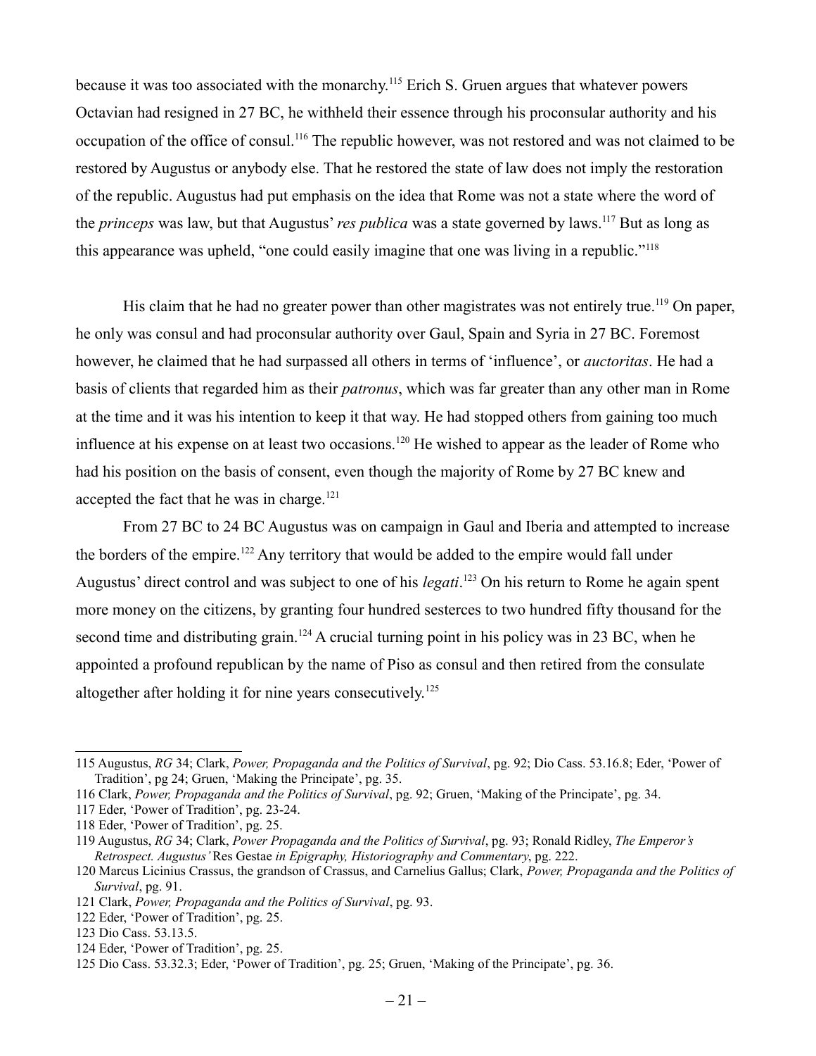because it was too associated with the monarchy.[115] Erich S. Gruen argues that whatever powers Octavian had resigned in 27 BC, he withheld their essence through his proconsular authority and his occupation of the office of consul.[116] The republic however, was not restored and was not claimed to be restored by Augustus or anybody else. That he restored the state of law does not imply the restoration of the republic. Augustus had put emphasis on the idea that Rome was not a state where the word of the *princeps* was law, but that Augustus' *res publica* was a state governed by laws.[117] But as long as this appearance was upheld, "one could easily imagine that one was living in a republic."[118]

His claim that he had no greater power than other magistrates was not entirely true.[119] On paper, he only was consul and had proconsular authority over Gaul, Spain and Syria in 27 BC. Foremost however, he claimed that he had surpassed all others in terms of 'influence', or *auctoritas*. He had a basis of clients that regarded him as their *patronus*, which was far greater than any other man in Rome at the time and it was his intention to keep it that way. He had stopped others from gaining too much influence at his expense on at least two occasions.[120] He wished to appear as the leader of Rome who had his position on the basis of consent, even though the majority of Rome by 27 BC knew and accepted the fact that he was in charge.[121]

From 27 BC to 24 BC Augustus was on campaign in Gaul and Iberia and attempted to increase the borders of the empire.[122] Any territory that would be added to the empire would fall under Augustus' direct control and was subject to one of his *legati*.[123] On his return to Rome he again spent more money on the citizens, by granting four hundred sesterces to two hundred fifty thousand for the second time and distributing grain.[124] A crucial turning point in his policy was in 23 BC, when he appointed a profound republican by the name of Piso as consul and then retired from the consulate altogether after holding it for nine years consecutively.[125]

---

115 Augustus, *RG* 34; Clark, *Power, Propaganda and the Politics of Survival*, pg. 92; Dio Cass. 53.16.8; Eder, 'Power of Tradition', pg 24; Gruen, 'Making the Principate', pg. 35.

116 Clark, *Power, Propaganda and the Politics of Survival*, pg. 92; Gruen, 'Making of the Principate', pg. 34.

117 Eder, 'Power of Tradition', pg. 23-24.

118 Eder, 'Power of Tradition', pg. 25.

119 Augustus, *RG* 34; Clark, *Power Propaganda and the Politics of Survival*, pg. 93; Ronald Ridley, *The Emperor's Retrospect. Augustus'* Res Gestae *in Epigraphy, Historiography and Commentary*, pg. 222.

120 Marcus Licinius Crassus, the grandson of Crassus, and Carnelius Gallus; Clark, *Power, Propaganda and the Politics of Survival*, pg. 91.

121 Clark, *Power, Propaganda and the Politics of Survival*, pg. 93.

122 Eder, 'Power of Tradition', pg. 25.

123 Dio Cass. 53.13.5.

124 Eder, 'Power of Tradition', pg. 25.

125 Dio Cass. 53.32.3; Eder, 'Power of Tradition', pg. 25; Gruen, 'Making of the Principate', pg. 36.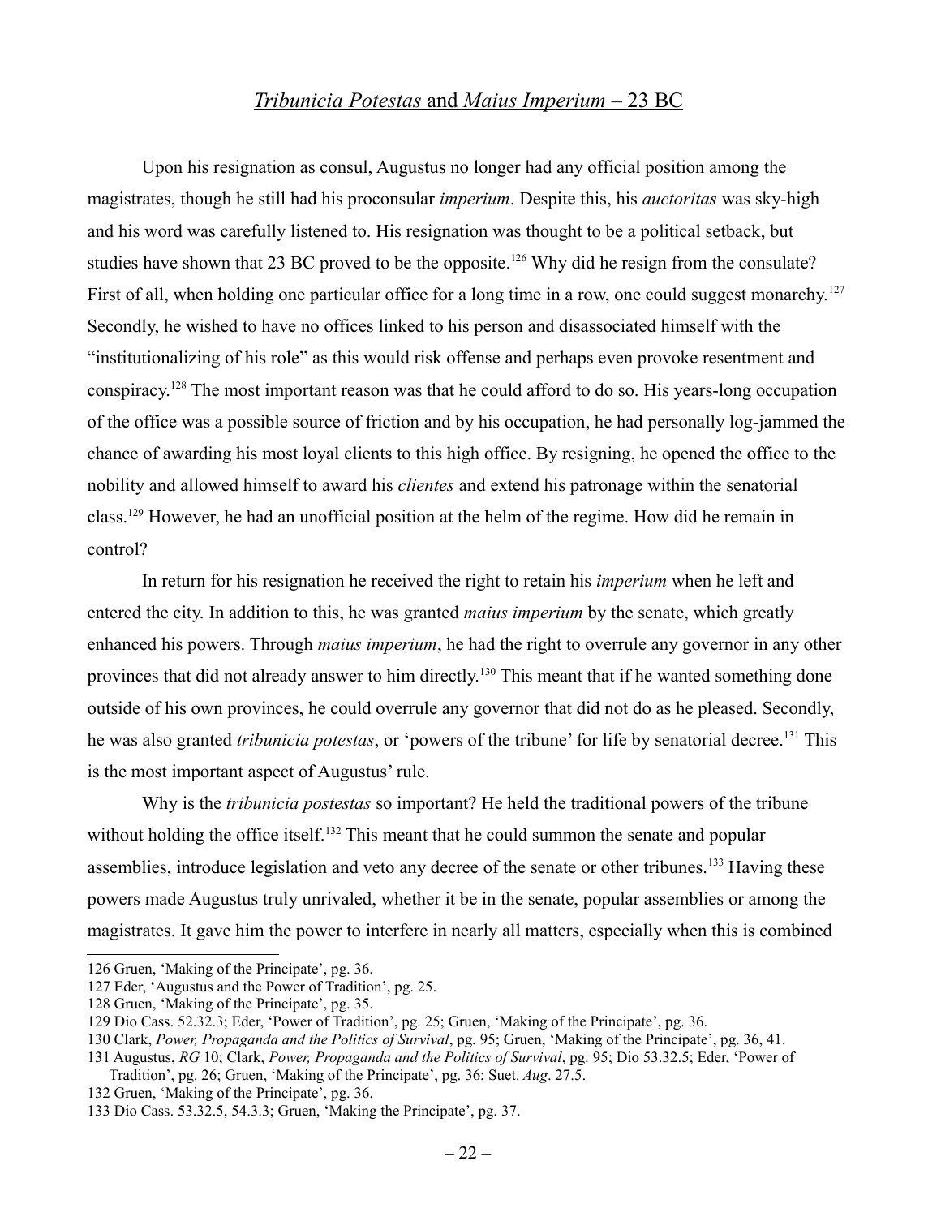## *Tribunicia Potestas* and *Maius Imperium* – 23 BC

Upon his resignation as consul, Augustus no longer had any official position among the magistrates, though he still had his proconsular *imperium*. Despite this, his *auctoritas* was sky-high and his word was carefully listened to. His resignation was thought to be a political setback, but studies have shown that 23 BC proved to be the opposite.[126] Why did he resign from the consulate? First of all, when holding one particular office for a long time in a row, one could suggest monarchy.[127] Secondly, he wished to have no offices linked to his person and disassociated himself with the "institutionalizing of his role" as this would risk offense and perhaps even provoke resentment and conspiracy.[128] The most important reason was that he could afford to do so. His years-long occupation of the office was a possible source of friction and by his occupation, he had personally log-jammed the chance of awarding his most loyal clients to this high office. By resigning, he opened the office to the nobility and allowed himself to award his *clientes* and extend his patronage within the senatorial class.[129] However, he had an unofficial position at the helm of the regime. How did he remain in control?

In return for his resignation he received the right to retain his *imperium* when he left and entered the city. In addition to this, he was granted *maius imperium* by the senate, which greatly enhanced his powers. Through *maius imperium*, he had the right to overrule any governor in any other provinces that did not already answer to him directly.[130] This meant that if he wanted something done outside of his own provinces, he could overrule any governor that did not do as he pleased. Secondly, he was also granted *tribunicia potestas*, or 'powers of the tribune' for life by senatorial decree.[131] This is the most important aspect of Augustus' rule.

Why is the *tribunicia postestas* so important? He held the traditional powers of the tribune without holding the office itself.[132] This meant that he could summon the senate and popular assemblies, introduce legislation and veto any decree of the senate or other tribunes.[133] Having these powers made Augustus truly unrivaled, whether it be in the senate, popular assemblies or among the magistrates. It gave him the power to interfere in nearly all matters, especially when this is combined

---

126 Gruen, 'Making of the Principate', pg. 36.

127 Eder, 'Augustus and the Power of Tradition', pg. 25.

128 Gruen, 'Making of the Principate', pg. 35.

129 Dio Cass. 52.32.3; Eder, 'Power of Tradition', pg. 25; Gruen, 'Making of the Principate', pg. 36.

130 Clark, *Power, Propaganda and the Politics of Survival*, pg. 95; Gruen, 'Making of the Principate', pg. 36, 41.

131 Augustus, *RG* 10; Clark, *Power, Propaganda and the Politics of Survival*, pg. 95; Dio 53.32.5; Eder, 'Power of Tradition', pg. 26; Gruen, 'Making of the Principate', pg. 36; Suet. *Aug*. 27.5.

132 Gruen, 'Making of the Principate', pg. 36.

133 Dio Cass. 53.32.5, 54.3.3; Gruen, 'Making the Principate', pg. 37.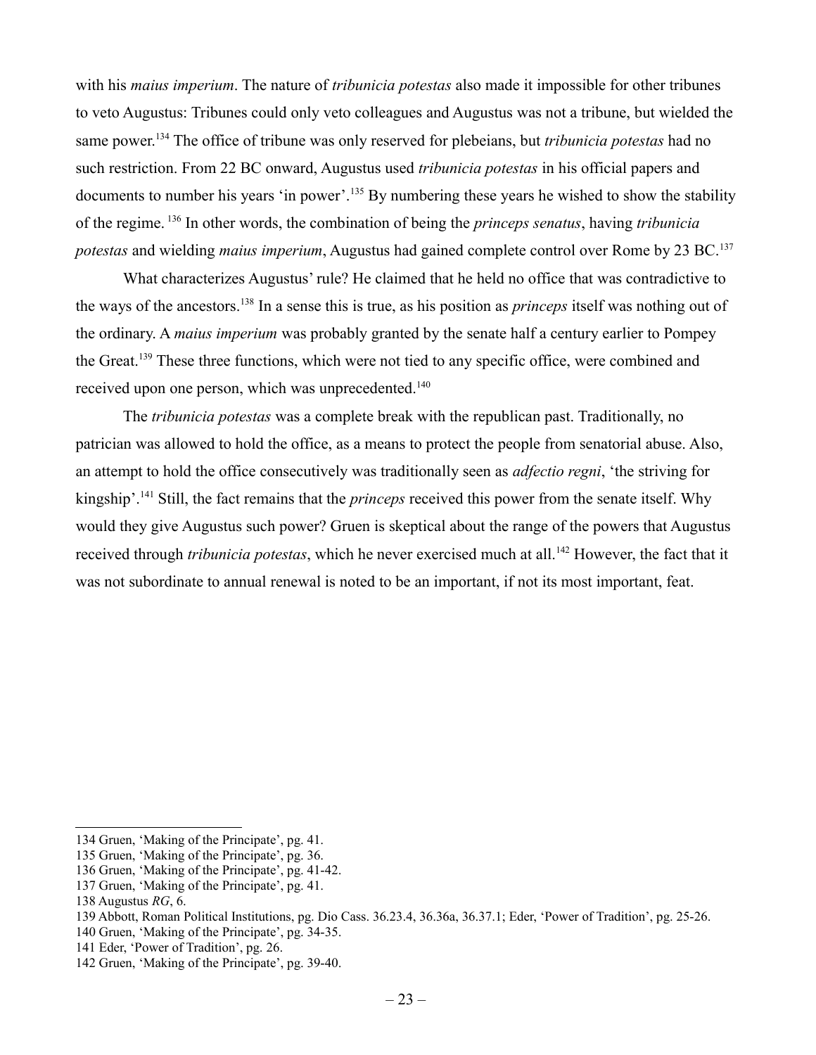with his *maius imperium*. The nature of *tribunicia potestas* also made it impossible for other tribunes to veto Augustus: Tribunes could only veto colleagues and Augustus was not a tribune, but wielded the same power.[134] The office of tribune was only reserved for plebeians, but *tribunicia potestas* had no such restriction. From 22 BC onward, Augustus used *tribunicia potestas* in his official papers and documents to number his years 'in power'.[135] By numbering these years he wished to show the stability of the regime. [136] In other words, the combination of being the *princeps senatus*, having *tribunicia potestas* and wielding *maius imperium*, Augustus had gained complete control over Rome by 23 BC.[137]

What characterizes Augustus' rule? He claimed that he held no office that was contradictive to the ways of the ancestors.[138] In a sense this is true, as his position as *princeps* itself was nothing out of the ordinary. A *maius imperium* was probably granted by the senate half a century earlier to Pompey the Great.[139] These three functions, which were not tied to any specific office, were combined and received upon one person, which was unprecedented.[140]

The *tribunicia potestas* was a complete break with the republican past. Traditionally, no patrician was allowed to hold the office, as a means to protect the people from senatorial abuse. Also, an attempt to hold the office consecutively was traditionally seen as *adfectio regni*, 'the striving for kingship'.[141] Still, the fact remains that the *princeps* received this power from the senate itself. Why would they give Augustus such power? Gruen is skeptical about the range of the powers that Augustus received through *tribunicia potestas*, which he never exercised much at all.[142] However, the fact that it was not subordinate to annual renewal is noted to be an important, if not its most important, feat.

---

134 Gruen, 'Making of the Principate', pg. 41.

135 Gruen, 'Making of the Principate', pg. 36.

136 Gruen, 'Making of the Principate', pg. 41-42.

137 Gruen, 'Making of the Principate', pg. 41.

138 Augustus *RG*, 6.

139 Abbott, Roman Political Institutions, pg. Dio Cass. 36.23.4, 36.36a, 36.37.1; Eder, 'Power of Tradition', pg. 25-26.

140 Gruen, 'Making of the Principate', pg. 34-35.

141 Eder, 'Power of Tradition', pg. 26.

142 Gruen, 'Making of the Principate', pg. 39-40.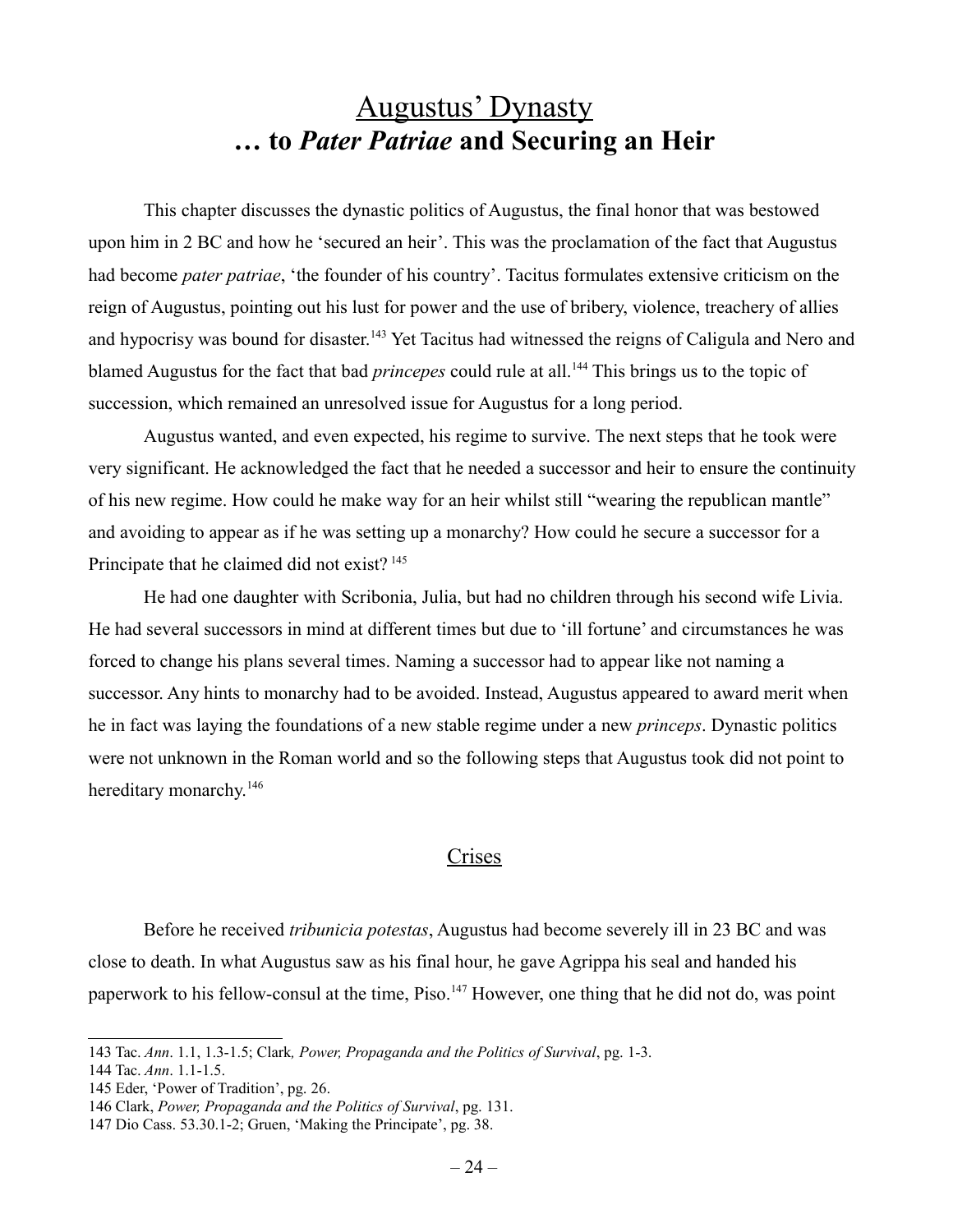# Augustus' Dynasty
## … to *Pater Patriae* and Securing an Heir

This chapter discusses the dynastic politics of Augustus, the final honor that was bestowed upon him in 2 BC and how he 'secured an heir'. This was the proclamation of the fact that Augustus had become *pater patriae*, 'the founder of his country'. Tacitus formulates extensive criticism on the reign of Augustus, pointing out his lust for power and the use of bribery, violence, treachery of allies and hypocrisy was bound for disaster.[143] Yet Tacitus had witnessed the reigns of Caligula and Nero and blamed Augustus for the fact that bad *princepes* could rule at all.[144] This brings us to the topic of succession, which remained an unresolved issue for Augustus for a long period.

Augustus wanted, and even expected, his regime to survive. The next steps that he took were very significant. He acknowledged the fact that he needed a successor and heir to ensure the continuity of his new regime. How could he make way for an heir whilst still "wearing the republican mantle" and avoiding to appear as if he was setting up a monarchy? How could he secure a successor for a Principate that he claimed did not exist? [145]

He had one daughter with Scribonia, Julia, but had no children through his second wife Livia. He had several successors in mind at different times but due to 'ill fortune' and circumstances he was forced to change his plans several times. Naming a successor had to appear like not naming a successor. Any hints to monarchy had to be avoided. Instead, Augustus appeared to award merit when he in fact was laying the foundations of a new stable regime under a new *princeps*. Dynastic politics were not unknown in the Roman world and so the following steps that Augustus took did not point to hereditary monarchy.[146]

## Crises

Before he received *tribunicia potestas*, Augustus had become severely ill in 23 BC and was close to death. In what Augustus saw as his final hour, he gave Agrippa his seal and handed his paperwork to his fellow-consul at the time, Piso.[147] However, one thing that he did not do, was point

---

143 Tac. *Ann*. 1.1, 1.3-1.5; Clark*, Power, Propaganda and the Politics of Survival*, pg. 1-3.

144 Tac. *Ann*. 1.1-1.5.

145 Eder, 'Power of Tradition', pg. 26.

146 Clark, *Power, Propaganda and the Politics of Survival*, pg. 131.

147 Dio Cass. 53.30.1-2; Gruen, 'Making the Principate', pg. 38.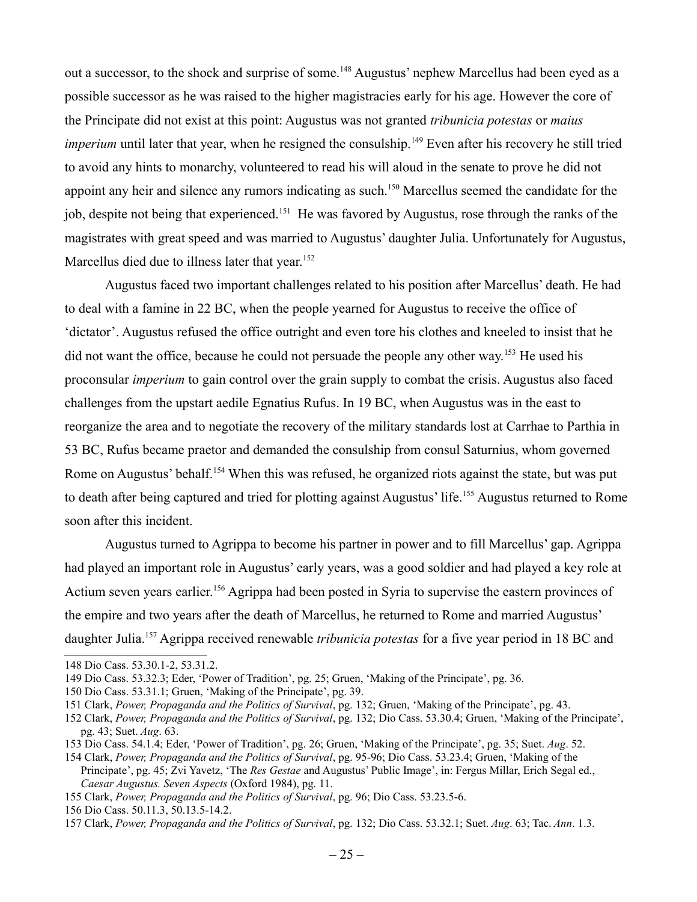out a successor, to the shock and surprise of some.[148] Augustus' nephew Marcellus had been eyed as a possible successor as he was raised to the higher magistracies early for his age. However the core of the Principate did not exist at this point: Augustus was not granted *tribunicia potestas* or *maius imperium* until later that year, when he resigned the consulship.[149] Even after his recovery he still tried to avoid any hints to monarchy, volunteered to read his will aloud in the senate to prove he did not appoint any heir and silence any rumors indicating as such.[150] Marcellus seemed the candidate for the job, despite not being that experienced.[151] He was favored by Augustus, rose through the ranks of the magistrates with great speed and was married to Augustus' daughter Julia. Unfortunately for Augustus, Marcellus died due to illness later that year.[152]

Augustus faced two important challenges related to his position after Marcellus' death. He had to deal with a famine in 22 BC, when the people yearned for Augustus to receive the office of 'dictator'. Augustus refused the office outright and even tore his clothes and kneeled to insist that he did not want the office, because he could not persuade the people any other way.[153] He used his proconsular *imperium* to gain control over the grain supply to combat the crisis. Augustus also faced challenges from the upstart aedile Egnatius Rufus. In 19 BC, when Augustus was in the east to reorganize the area and to negotiate the recovery of the military standards lost at Carrhae to Parthia in 53 BC, Rufus became praetor and demanded the consulship from consul Saturnius, whom governed Rome on Augustus' behalf.[154] When this was refused, he organized riots against the state, but was put to death after being captured and tried for plotting against Augustus' life.[155] Augustus returned to Rome soon after this incident.

Augustus turned to Agrippa to become his partner in power and to fill Marcellus' gap. Agrippa had played an important role in Augustus' early years, was a good soldier and had played a key role at Actium seven years earlier.[156] Agrippa had been posted in Syria to supervise the eastern provinces of the empire and two years after the death of Marcellus, he returned to Rome and married Augustus' daughter Julia.[157] Agrippa received renewable *tribunicia potestas* for a five year period in 18 BC and

---

148 Dio Cass. 53.30.1-2, 53.31.2.

149 Dio Cass. 53.32.3; Eder, 'Power of Tradition', pg. 25; Gruen, 'Making of the Principate', pg. 36.

150 Dio Cass. 53.31.1; Gruen, 'Making of the Principate', pg. 39.

151 Clark, *Power, Propaganda and the Politics of Survival*, pg. 132; Gruen, 'Making of the Principate', pg. 43.

152 Clark, *Power, Propaganda and the Politics of Survival*, pg. 132; Dio Cass. 53.30.4; Gruen, 'Making of the Principate', pg. 43; Suet. *Aug*. 63.

153 Dio Cass. 54.1.4; Eder, 'Power of Tradition', pg. 26; Gruen, 'Making of the Principate', pg. 35; Suet. *Aug*. 52.

154 Clark, *Power, Propaganda and the Politics of Survival*, pg. 95-96; Dio Cass. 53.23.4; Gruen, 'Making of the Principate', pg. 45; Zvi Yavetz, 'The *Res Gestae* and Augustus' Public Image', in: Fergus Millar, Erich Segal ed., *Caesar Augustus. Seven Aspects* (Oxford 1984), pg. 11.

155 Clark, *Power, Propaganda and the Politics of Survival*, pg. 96; Dio Cass. 53.23.5-6.

156 Dio Cass. 50.11.3, 50.13.5-14.2.

157 Clark, *Power, Propaganda and the Politics of Survival*, pg. 132; Dio Cass. 53.32.1; Suet. *Aug*. 63; Tac. *Ann*. 1.3.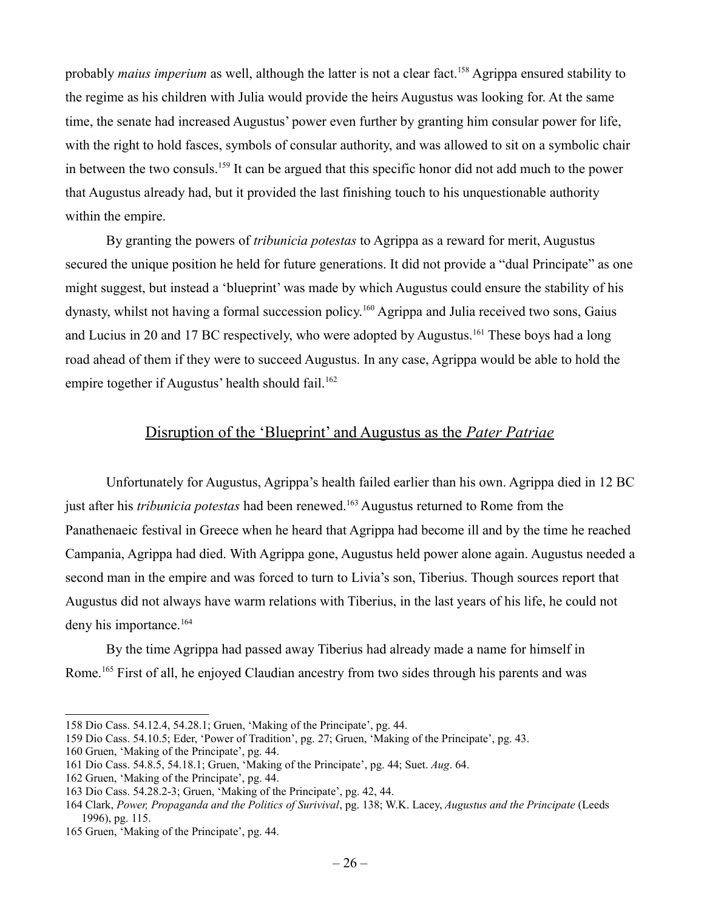probably *maius imperium* as well, although the latter is not a clear fact.[158] Agrippa ensured stability to the regime as his children with Julia would provide the heirs Augustus was looking for. At the same time, the senate had increased Augustus' power even further by granting him consular power for life, with the right to hold fasces, symbols of consular authority, and was allowed to sit on a symbolic chair in between the two consuls.[159] It can be argued that this specific honor did not add much to the power that Augustus already had, but it provided the last finishing touch to his unquestionable authority within the empire.

By granting the powers of *tribunicia potestas* to Agrippa as a reward for merit, Augustus secured the unique position he held for future generations. It did not provide a "dual Principate" as one might suggest, but instead a 'blueprint' was made by which Augustus could ensure the stability of his dynasty, whilst not having a formal succession policy.[160] Agrippa and Julia received two sons, Gaius and Lucius in 20 and 17 BC respectively, who were adopted by Augustus.[161] These boys had a long road ahead of them if they were to succeed Augustus. In any case, Agrippa would be able to hold the empire together if Augustus' health should fail.[162]

## Disruption of the 'Blueprint' and Augustus as the *Pater Patriae*

Unfortunately for Augustus, Agrippa's health failed earlier than his own. Agrippa died in 12 BC just after his *tribunicia potestas* had been renewed.[163] Augustus returned to Rome from the Panathenaeic festival in Greece when he heard that Agrippa had become ill and by the time he reached Campania, Agrippa had died. With Agrippa gone, Augustus held power alone again. Augustus needed a second man in the empire and was forced to turn to Livia's son, Tiberius. Though sources report that Augustus did not always have warm relations with Tiberius, in the last years of his life, he could not deny his importance.[164]

By the time Agrippa had passed away Tiberius had already made a name for himself in Rome.[165] First of all, he enjoyed Claudian ancestry from two sides through his parents and was

---

158 Dio Cass. 54.12.4, 54.28.1; Gruen, 'Making of the Principate', pg. 44.

159 Dio Cass. 54.10.5; Eder, 'Power of Tradition', pg. 27; Gruen, 'Making of the Principate', pg. 43.

160 Gruen, 'Making of the Principate', pg. 44.

161 Dio Cass. 54.8.5, 54.18.1; Gruen, 'Making of the Principate', pg. 44; Suet. *Aug*. 64.

162 Gruen, 'Making of the Principate', pg. 44.

163 Dio Cass. 54.28.2-3; Gruen, 'Making of the Principate', pg. 42, 44.

164 Clark, *Power, Propaganda and the Politics of Surivival*, pg. 138; W.K. Lacey, *Augustus and the Principate* (Leeds 1996), pg. 115.

165 Gruen, 'Making of the Principate', pg. 44.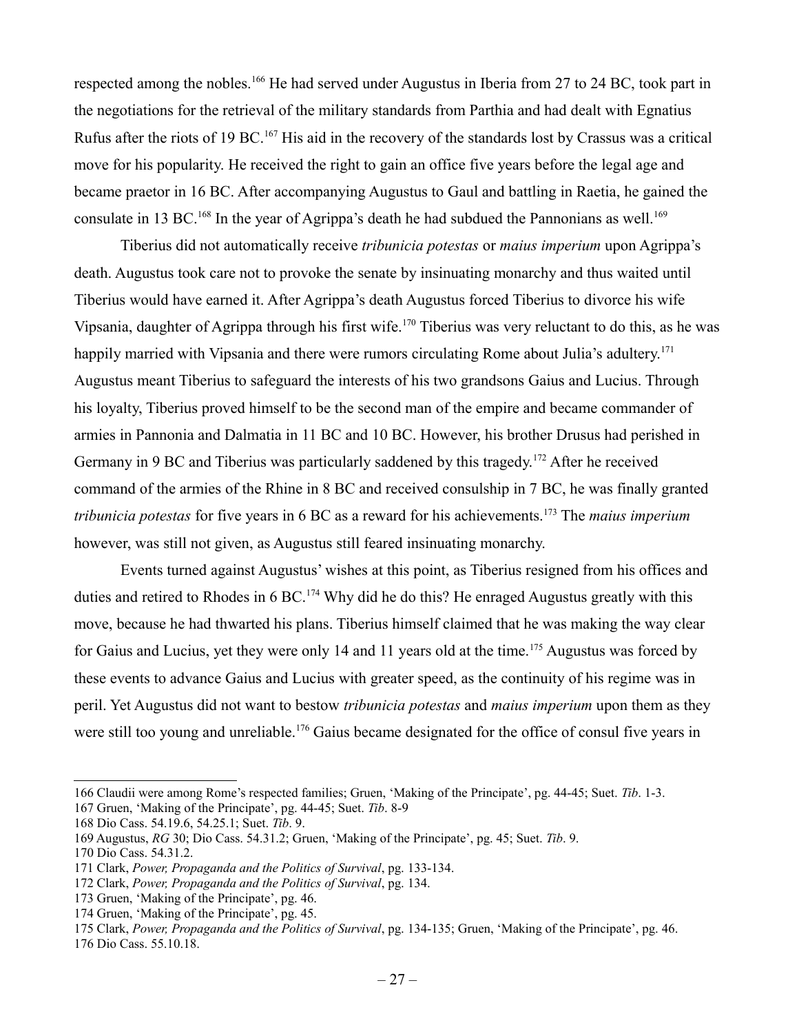respected among the nobles.[166] He had served under Augustus in Iberia from 27 to 24 BC, took part in the negotiations for the retrieval of the military standards from Parthia and had dealt with Egnatius Rufus after the riots of 19 BC.[167] His aid in the recovery of the standards lost by Crassus was a critical move for his popularity. He received the right to gain an office five years before the legal age and became praetor in 16 BC. After accompanying Augustus to Gaul and battling in Raetia, he gained the consulate in 13 BC.[168] In the year of Agrippa's death he had subdued the Pannonians as well.[169]

Tiberius did not automatically receive *tribunicia potestas* or *maius imperium* upon Agrippa's death. Augustus took care not to provoke the senate by insinuating monarchy and thus waited until Tiberius would have earned it. After Agrippa's death Augustus forced Tiberius to divorce his wife Vipsania, daughter of Agrippa through his first wife.[170] Tiberius was very reluctant to do this, as he was happily married with Vipsania and there were rumors circulating Rome about Julia's adultery.[171] Augustus meant Tiberius to safeguard the interests of his two grandsons Gaius and Lucius. Through his loyalty, Tiberius proved himself to be the second man of the empire and became commander of armies in Pannonia and Dalmatia in 11 BC and 10 BC. However, his brother Drusus had perished in Germany in 9 BC and Tiberius was particularly saddened by this tragedy.[172] After he received command of the armies of the Rhine in 8 BC and received consulship in 7 BC, he was finally granted *tribunicia potestas* for five years in 6 BC as a reward for his achievements.[173] The *maius imperium* however, was still not given, as Augustus still feared insinuating monarchy.

Events turned against Augustus' wishes at this point, as Tiberius resigned from his offices and duties and retired to Rhodes in 6 BC.[174] Why did he do this? He enraged Augustus greatly with this move, because he had thwarted his plans. Tiberius himself claimed that he was making the way clear for Gaius and Lucius, yet they were only 14 and 11 years old at the time.[175] Augustus was forced by these events to advance Gaius and Lucius with greater speed, as the continuity of his regime was in peril. Yet Augustus did not want to bestow *tribunicia potestas* and *maius imperium* upon them as they were still too young and unreliable.[176] Gaius became designated for the office of consul five years in

166 Claudii were among Rome's respected families; Gruen, 'Making of the Principate', pg. 44-45; Suet. *Tib*. 1-3.

167 Gruen, 'Making of the Principate', pg. 44-45; Suet. *Tib*. 8-9

168 Dio Cass. 54.19.6, 54.25.1; Suet. *Tib*. 9.

169 Augustus, *RG* 30; Dio Cass. 54.31.2; Gruen, 'Making of the Principate', pg. 45; Suet. *Tib*. 9.

170 Dio Cass. 54.31.2.

171 Clark, *Power, Propaganda and the Politics of Survival*, pg. 133-134.

172 Clark, *Power, Propaganda and the Politics of Survival*, pg. 134.

173 Gruen, 'Making of the Principate', pg. 46.

174 Gruen, 'Making of the Principate', pg. 45.

175 Clark, *Power, Propaganda and the Politics of Survival*, pg. 134-135; Gruen, 'Making of the Principate', pg. 46.

176 Dio Cass. 55.10.18.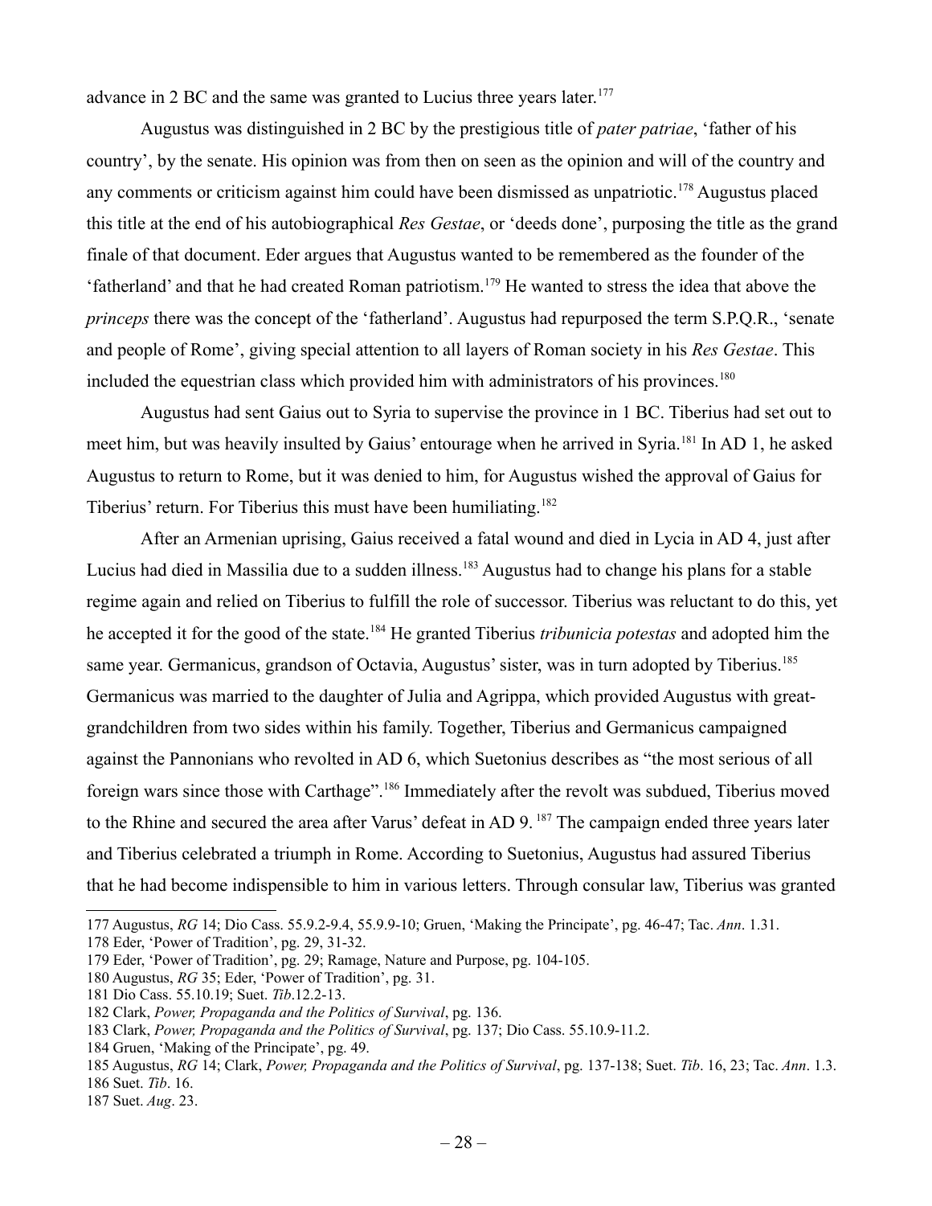advance in 2 BC and the same was granted to Lucius three years later.[177]

Augustus was distinguished in 2 BC by the prestigious title of *pater patriae*, 'father of his country', by the senate. His opinion was from then on seen as the opinion and will of the country and any comments or criticism against him could have been dismissed as unpatriotic.[178] Augustus placed this title at the end of his autobiographical *Res Gestae*, or 'deeds done', purposing the title as the grand finale of that document. Eder argues that Augustus wanted to be remembered as the founder of the 'fatherland' and that he had created Roman patriotism.[179] He wanted to stress the idea that above the *princeps* there was the concept of the 'fatherland'. Augustus had repurposed the term S.P.Q.R., 'senate and people of Rome', giving special attention to all layers of Roman society in his *Res Gestae*. This included the equestrian class which provided him with administrators of his provinces.[180]

Augustus had sent Gaius out to Syria to supervise the province in 1 BC. Tiberius had set out to meet him, but was heavily insulted by Gaius' entourage when he arrived in Syria.[181] In AD 1, he asked Augustus to return to Rome, but it was denied to him, for Augustus wished the approval of Gaius for Tiberius' return. For Tiberius this must have been humiliating.[182]

After an Armenian uprising, Gaius received a fatal wound and died in Lycia in AD 4, just after Lucius had died in Massilia due to a sudden illness.[183] Augustus had to change his plans for a stable regime again and relied on Tiberius to fulfill the role of successor. Tiberius was reluctant to do this, yet he accepted it for the good of the state.[184] He granted Tiberius *tribunicia potestas* and adopted him the same year. Germanicus, grandson of Octavia, Augustus' sister, was in turn adopted by Tiberius.[185] Germanicus was married to the daughter of Julia and Agrippa, which provided Augustus with great-grandchildren from two sides within his family. Together, Tiberius and Germanicus campaigned against the Pannonians who revolted in AD 6, which Suetonius describes as "the most serious of all foreign wars since those with Carthage".[186] Immediately after the revolt was subdued, Tiberius moved to the Rhine and secured the area after Varus' defeat in AD 9. [187] The campaign ended three years later and Tiberius celebrated a triumph in Rome. According to Suetonius, Augustus had assured Tiberius that he had become indispensible to him in various letters. Through consular law, Tiberius was granted

---

177 Augustus, *RG* 14; Dio Cass. 55.9.2-9.4, 55.9.9-10; Gruen, 'Making the Principate', pg. 46-47; Tac. *Ann*. 1.31.

178 Eder, 'Power of Tradition', pg. 29, 31-32.

179 Eder, 'Power of Tradition', pg. 29; Ramage, Nature and Purpose, pg. 104-105.

180 Augustus, *RG* 35; Eder, 'Power of Tradition', pg. 31.

181 Dio Cass. 55.10.19; Suet. *Tib*.12.2-13.

182 Clark, *Power, Propaganda and the Politics of Survival*, pg. 136.

183 Clark, *Power, Propaganda and the Politics of Survival*, pg. 137; Dio Cass. 55.10.9-11.2.

184 Gruen, 'Making of the Principate', pg. 49.

185 Augustus, *RG* 14; Clark, *Power, Propaganda and the Politics of Survival*, pg. 137-138; Suet. *Tib*. 16, 23; Tac. *Ann*. 1.3.

186 Suet. *Tib*. 16.

187 Suet. *Aug*. 23.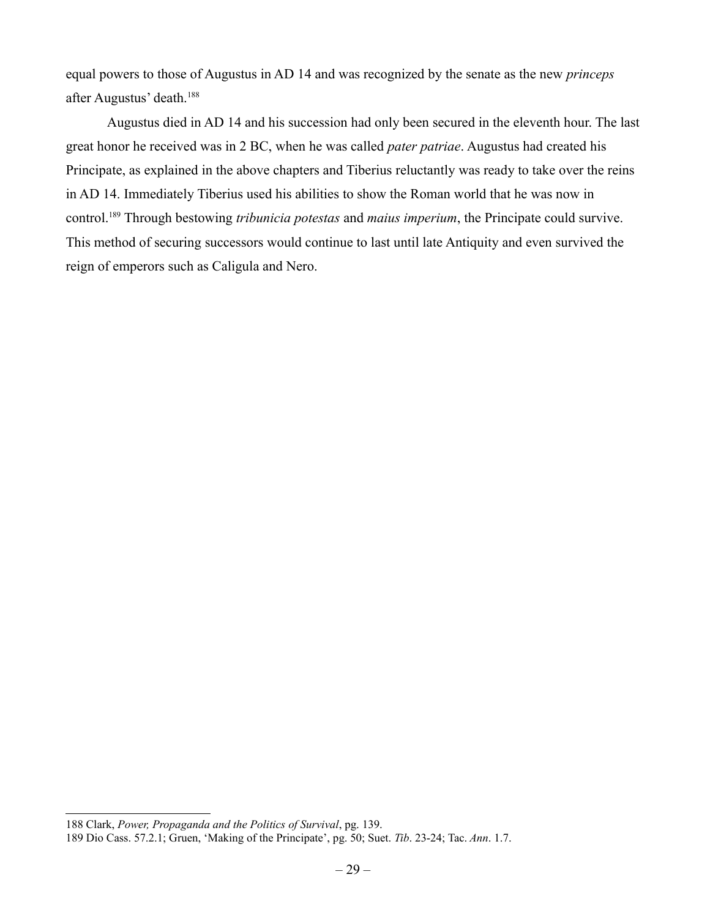equal powers to those of Augustus in AD 14 and was recognized by the senate as the new *princeps* after Augustus' death.[188]

Augustus died in AD 14 and his succession had only been secured in the eleventh hour. The last great honor he received was in 2 BC, when he was called *pater patriae*. Augustus had created his Principate, as explained in the above chapters and Tiberius reluctantly was ready to take over the reins in AD 14. Immediately Tiberius used his abilities to show the Roman world that he was now in control.[189] Through bestowing *tribunicia potestas* and *maius imperium*, the Principate could survive. This method of securing successors would continue to last until late Antiquity and even survived the reign of emperors such as Caligula and Nero.

---

188 Clark, *Power, Propaganda and the Politics of Survival*, pg. 139.

189 Dio Cass. 57.2.1; Gruen, 'Making of the Principate', pg. 50; Suet. *Tib*. 23-24; Tac. *Ann*. 1.7.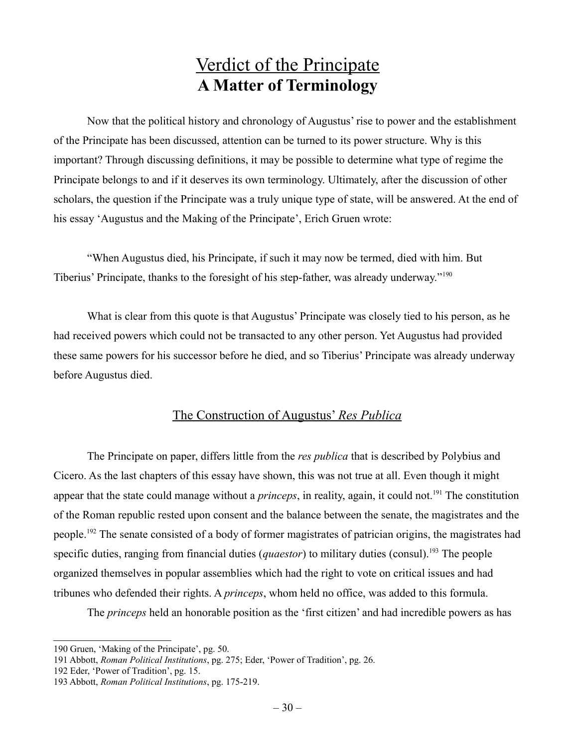# Verdict of the Principate

## A Matter of Terminology

Now that the political history and chronology of Augustus' rise to power and the establishment of the Principate has been discussed, attention can be turned to its power structure. Why is this important? Through discussing definitions, it may be possible to determine what type of regime the Principate belongs to and if it deserves its own terminology. Ultimately, after the discussion of other scholars, the question if the Principate was a truly unique type of state, will be answered. At the end of his essay 'Augustus and the Making of the Principate', Erich Gruen wrote:

"When Augustus died, his Principate, if such it may now be termed, died with him. But Tiberius' Principate, thanks to the foresight of his step-father, was already underway."[190]

What is clear from this quote is that Augustus' Principate was closely tied to his person, as he had received powers which could not be transacted to any other person. Yet Augustus had provided these same powers for his successor before he died, and so Tiberius' Principate was already underway before Augustus died.

## The Construction of Augustus' *Res Publica*

The Principate on paper, differs little from the *res publica* that is described by Polybius and Cicero. As the last chapters of this essay have shown, this was not true at all. Even though it might appear that the state could manage without a *princeps*, in reality, again, it could not.[191] The constitution of the Roman republic rested upon consent and the balance between the senate, the magistrates and the people.[192] The senate consisted of a body of former magistrates of patrician origins, the magistrates had specific duties, ranging from financial duties (*quaestor*) to military duties (consul).[193] The people organized themselves in popular assemblies which had the right to vote on critical issues and had tribunes who defended their rights. A *princeps*, whom held no office, was added to this formula.

The *princeps* held an honorable position as the 'first citizen' and had incredible powers as has

---

190 Gruen, 'Making of the Principate', pg. 50.

191 Abbott, *Roman Political Institutions*, pg. 275; Eder, 'Power of Tradition', pg. 26.

192 Eder, 'Power of Tradition', pg. 15.

193 Abbott, *Roman Political Institutions*, pg. 175-219.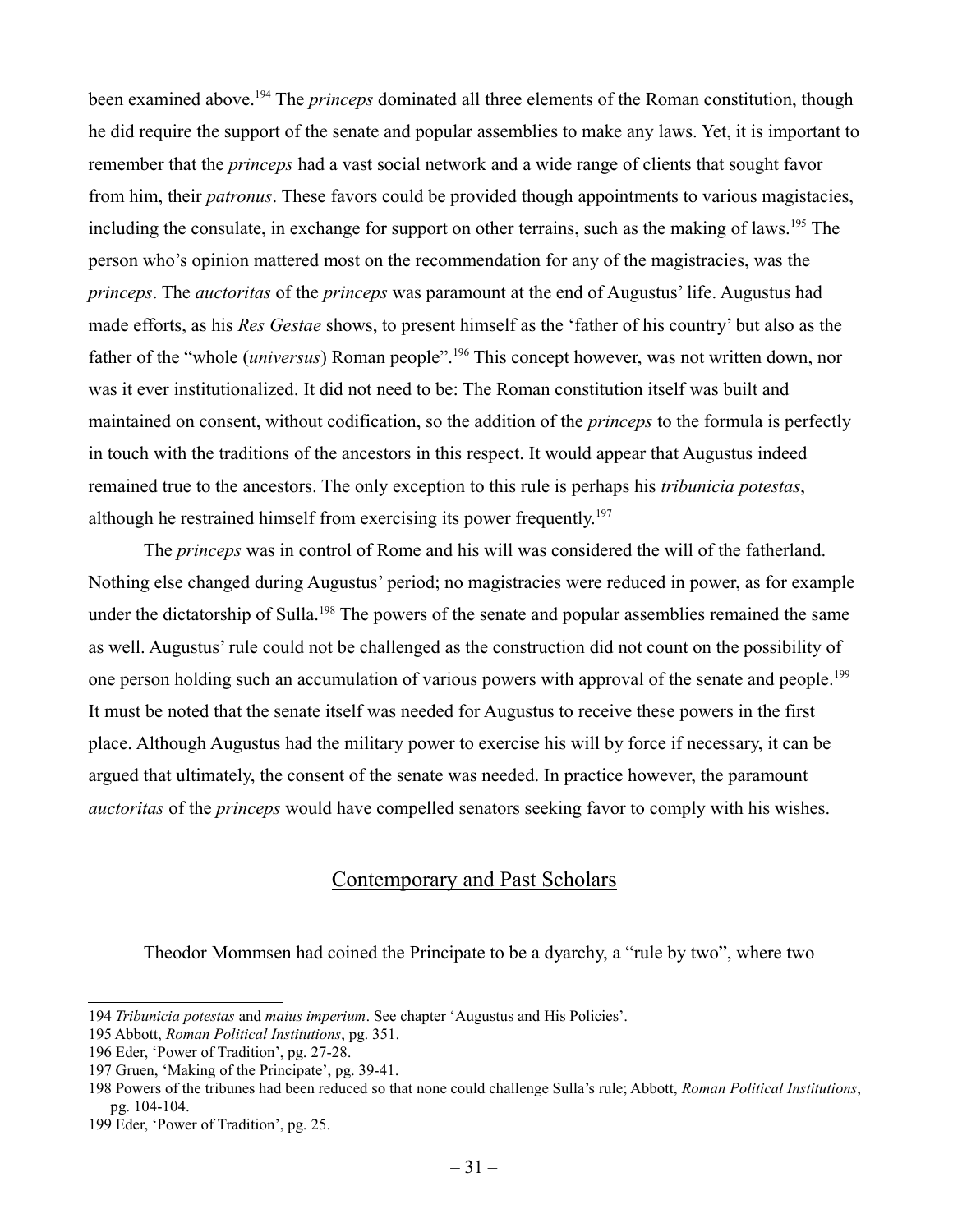been examined above.[194] The *princeps* dominated all three elements of the Roman constitution, though he did require the support of the senate and popular assemblies to make any laws. Yet, it is important to remember that the *princeps* had a vast social network and a wide range of clients that sought favor from him, their *patronus*. These favors could be provided though appointments to various magistacies, including the consulate, in exchange for support on other terrains, such as the making of laws.[195] The person who's opinion mattered most on the recommendation for any of the magistracies, was the *princeps*. The *auctoritas* of the *princeps* was paramount at the end of Augustus' life. Augustus had made efforts, as his *Res Gestae* shows, to present himself as the 'father of his country' but also as the father of the "whole (*universus*) Roman people".[196] This concept however, was not written down, nor was it ever institutionalized. It did not need to be: The Roman constitution itself was built and maintained on consent, without codification, so the addition of the *princeps* to the formula is perfectly in touch with the traditions of the ancestors in this respect. It would appear that Augustus indeed remained true to the ancestors. The only exception to this rule is perhaps his *tribunicia potestas*, although he restrained himself from exercising its power frequently.[197]

The *princeps* was in control of Rome and his will was considered the will of the fatherland. Nothing else changed during Augustus' period; no magistracies were reduced in power, as for example under the dictatorship of Sulla.[198] The powers of the senate and popular assemblies remained the same as well. Augustus' rule could not be challenged as the construction did not count on the possibility of one person holding such an accumulation of various powers with approval of the senate and people.[199] It must be noted that the senate itself was needed for Augustus to receive these powers in the first place. Although Augustus had the military power to exercise his will by force if necessary, it can be argued that ultimately, the consent of the senate was needed. In practice however, the paramount *auctoritas* of the *princeps* would have compelled senators seeking favor to comply with his wishes.

## Contemporary and Past Scholars

Theodor Mommsen had coined the Principate to be a dyarchy, a "rule by two", where two

---

194 *Tribunicia potestas* and *maius imperium*. See chapter 'Augustus and His Policies'.

195 Abbott, *Roman Political Institutions*, pg. 351.

196 Eder, 'Power of Tradition', pg. 27-28.

197 Gruen, 'Making of the Principate', pg. 39-41.

198 Powers of the tribunes had been reduced so that none could challenge Sulla's rule; Abbott, *Roman Political Institutions*, pg. 104-104.

199 Eder, 'Power of Tradition', pg. 25.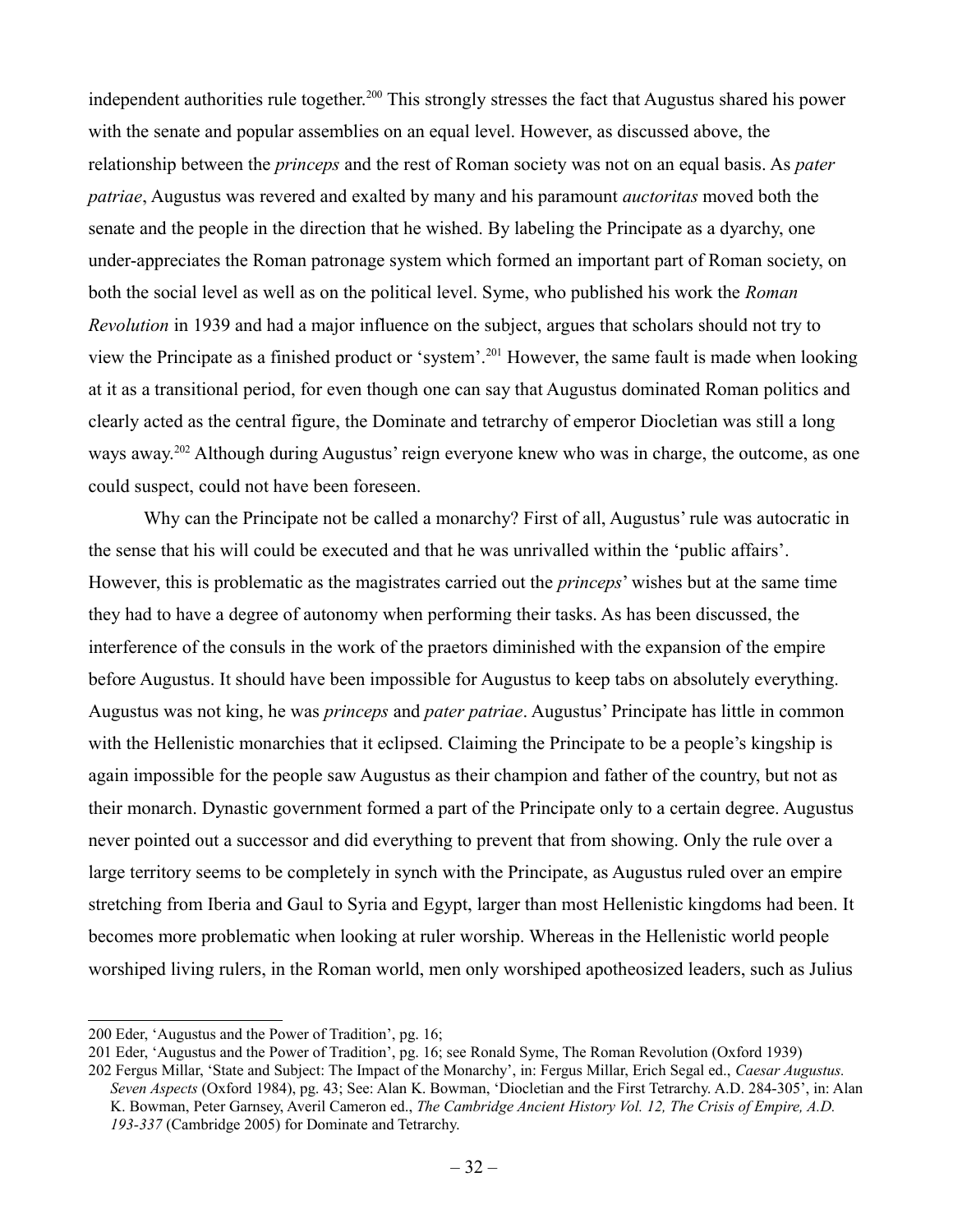independent authorities rule together.[200] This strongly stresses the fact that Augustus shared his power with the senate and popular assemblies on an equal level. However, as discussed above, the relationship between the *princeps* and the rest of Roman society was not on an equal basis. As *pater patriae*, Augustus was revered and exalted by many and his paramount *auctoritas* moved both the senate and the people in the direction that he wished. By labeling the Principate as a dyarchy, one under-appreciates the Roman patronage system which formed an important part of Roman society, on both the social level as well as on the political level. Syme, who published his work the *Roman Revolution* in 1939 and had a major influence on the subject, argues that scholars should not try to view the Principate as a finished product or 'system'.[201] However, the same fault is made when looking at it as a transitional period, for even though one can say that Augustus dominated Roman politics and clearly acted as the central figure, the Dominate and tetrarchy of emperor Diocletian was still a long ways away.[202] Although during Augustus' reign everyone knew who was in charge, the outcome, as one could suspect, could not have been foreseen.

Why can the Principate not be called a monarchy? First of all, Augustus' rule was autocratic in the sense that his will could be executed and that he was unrivalled within the 'public affairs'. However, this is problematic as the magistrates carried out the *princeps*' wishes but at the same time they had to have a degree of autonomy when performing their tasks. As has been discussed, the interference of the consuls in the work of the praetors diminished with the expansion of the empire before Augustus. It should have been impossible for Augustus to keep tabs on absolutely everything. Augustus was not king, he was *princeps* and *pater patriae*. Augustus' Principate has little in common with the Hellenistic monarchies that it eclipsed. Claiming the Principate to be a people's kingship is again impossible for the people saw Augustus as their champion and father of the country, but not as their monarch. Dynastic government formed a part of the Principate only to a certain degree. Augustus never pointed out a successor and did everything to prevent that from showing. Only the rule over a large territory seems to be completely in synch with the Principate, as Augustus ruled over an empire stretching from Iberia and Gaul to Syria and Egypt, larger than most Hellenistic kingdoms had been. It becomes more problematic when looking at ruler worship. Whereas in the Hellenistic world people worshiped living rulers, in the Roman world, men only worshiped apotheosized leaders, such as Julius

---

200 Eder, 'Augustus and the Power of Tradition', pg. 16;

201 Eder, 'Augustus and the Power of Tradition', pg. 16; see Ronald Syme, The Roman Revolution (Oxford 1939)

202 Fergus Millar, 'State and Subject: The Impact of the Monarchy', in: Fergus Millar, Erich Segal ed., *Caesar Augustus. Seven Aspects* (Oxford 1984), pg. 43; See: Alan K. Bowman, 'Diocletian and the First Tetrarchy. A.D. 284-305', in: Alan K. Bowman, Peter Garnsey, Averil Cameron ed., *The Cambridge Ancient History Vol. 12, The Crisis of Empire, A.D. 193-337* (Cambridge 2005) for Dominate and Tetrarchy.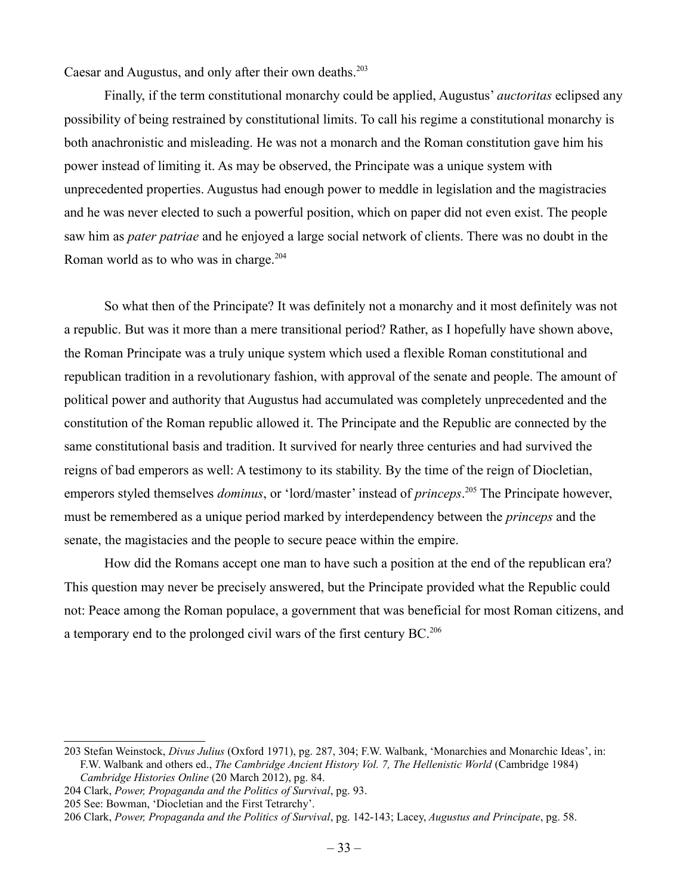Caesar and Augustus, and only after their own deaths.[203]

Finally, if the term constitutional monarchy could be applied, Augustus' *auctoritas* eclipsed any possibility of being restrained by constitutional limits. To call his regime a constitutional monarchy is both anachronistic and misleading. He was not a monarch and the Roman constitution gave him his power instead of limiting it. As may be observed, the Principate was a unique system with unprecedented properties. Augustus had enough power to meddle in legislation and the magistracies and he was never elected to such a powerful position, which on paper did not even exist. The people saw him as *pater patriae* and he enjoyed a large social network of clients. There was no doubt in the Roman world as to who was in charge.[204]

So what then of the Principate? It was definitely not a monarchy and it most definitely was not a republic. But was it more than a mere transitional period? Rather, as I hopefully have shown above, the Roman Principate was a truly unique system which used a flexible Roman constitutional and republican tradition in a revolutionary fashion, with approval of the senate and people. The amount of political power and authority that Augustus had accumulated was completely unprecedented and the constitution of the Roman republic allowed it. The Principate and the Republic are connected by the same constitutional basis and tradition. It survived for nearly three centuries and had survived the reigns of bad emperors as well: A testimony to its stability. By the time of the reign of Diocletian, emperors styled themselves *dominus*, or 'lord/master' instead of *princeps*.[205] The Principate however, must be remembered as a unique period marked by interdependency between the *princeps* and the senate, the magistacies and the people to secure peace within the empire.

How did the Romans accept one man to have such a position at the end of the republican era? This question may never be precisely answered, but the Principate provided what the Republic could not: Peace among the Roman populace, a government that was beneficial for most Roman citizens, and a temporary end to the prolonged civil wars of the first century BC.[206]

---

203 Stefan Weinstock, *Divus Julius* (Oxford 1971), pg. 287, 304; F.W. Walbank, 'Monarchies and Monarchic Ideas', in: F.W. Walbank and others ed., *The Cambridge Ancient History Vol. 7, The Hellenistic World* (Cambridge 1984) *Cambridge Histories Online* (20 March 2012), pg. 84.

204 Clark, *Power, Propaganda and the Politics of Survival*, pg. 93.

205 See: Bowman, 'Diocletian and the First Tetrarchy'.

206 Clark, *Power, Propaganda and the Politics of Survival*, pg. 142-143; Lacey, *Augustus and Principate*, pg. 58.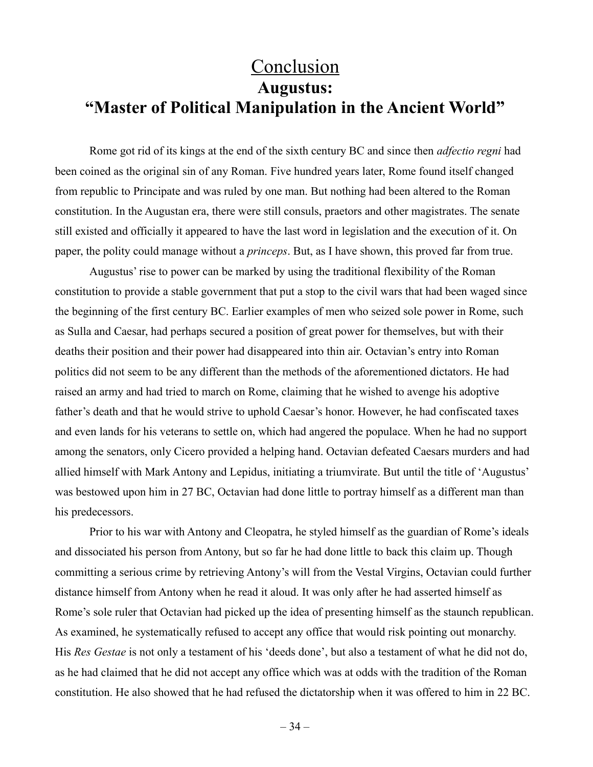# Conclusion

## Augustus: "Master of Political Manipulation in the Ancient World"

Rome got rid of its kings at the end of the sixth century BC and since then *adfectio regni* had been coined as the original sin of any Roman. Five hundred years later, Rome found itself changed from republic to Principate and was ruled by one man. But nothing had been altered to the Roman constitution. In the Augustan era, there were still consuls, praetors and other magistrates. The senate still existed and officially it appeared to have the last word in legislation and the execution of it. On paper, the polity could manage without a *princeps*. But, as I have shown, this proved far from true.

Augustus' rise to power can be marked by using the traditional flexibility of the Roman constitution to provide a stable government that put a stop to the civil wars that had been waged since the beginning of the first century BC. Earlier examples of men who seized sole power in Rome, such as Sulla and Caesar, had perhaps secured a position of great power for themselves, but with their deaths their position and their power had disappeared into thin air. Octavian's entry into Roman politics did not seem to be any different than the methods of the aforementioned dictators. He had raised an army and had tried to march on Rome, claiming that he wished to avenge his adoptive father's death and that he would strive to uphold Caesar's honor. However, he had confiscated taxes and even lands for his veterans to settle on, which had angered the populace. When he had no support among the senators, only Cicero provided a helping hand. Octavian defeated Caesars murders and had allied himself with Mark Antony and Lepidus, initiating a triumvirate. But until the title of 'Augustus' was bestowed upon him in 27 BC, Octavian had done little to portray himself as a different man than his predecessors.

Prior to his war with Antony and Cleopatra, he styled himself as the guardian of Rome's ideals and dissociated his person from Antony, but so far he had done little to back this claim up. Though committing a serious crime by retrieving Antony's will from the Vestal Virgins, Octavian could further distance himself from Antony when he read it aloud. It was only after he had asserted himself as Rome's sole ruler that Octavian had picked up the idea of presenting himself as the staunch republican. As examined, he systematically refused to accept any office that would risk pointing out monarchy. His *Res Gestae* is not only a testament of his 'deeds done', but also a testament of what he did not do, as he had claimed that he did not accept any office which was at odds with the tradition of the Roman constitution. He also showed that he had refused the dictatorship when it was offered to him in 22 BC.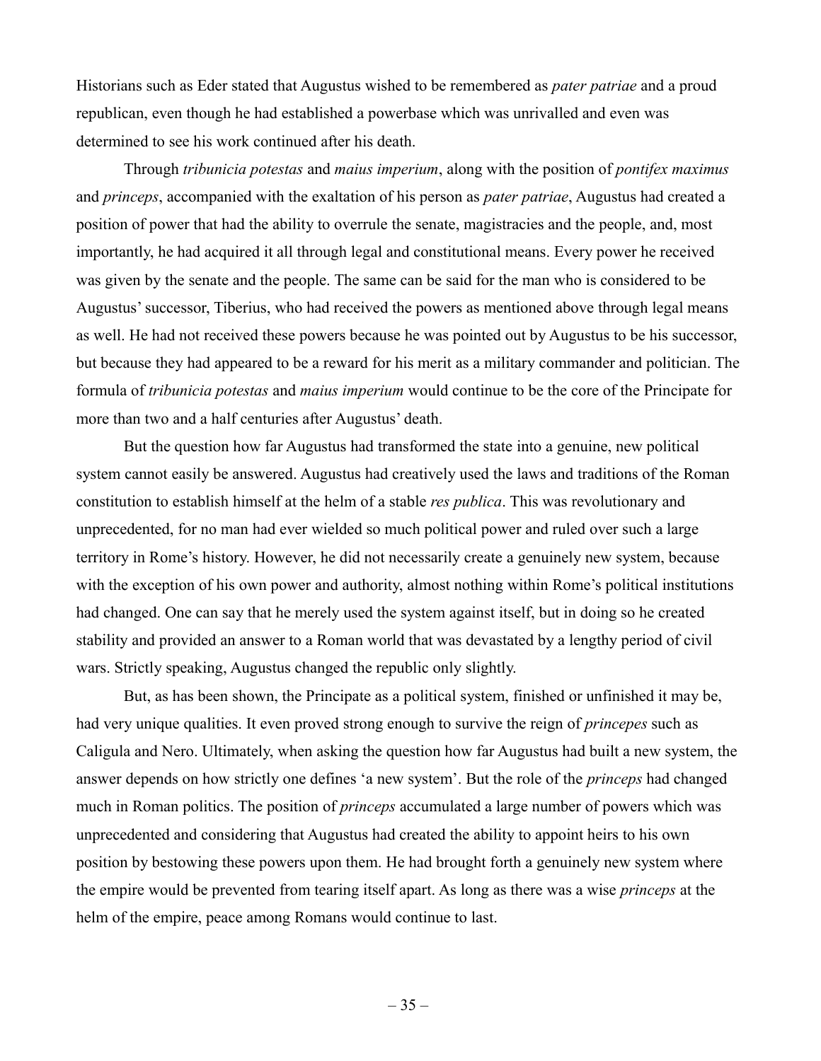Historians such as Eder stated that Augustus wished to be remembered as *pater patriae* and a proud republican, even though he had established a powerbase which was unrivalled and even was determined to see his work continued after his death.

Through *tribunicia potestas* and *maius imperium*, along with the position of *pontifex maximus* and *princeps*, accompanied with the exaltation of his person as *pater patriae*, Augustus had created a position of power that had the ability to overrule the senate, magistracies and the people, and, most importantly, he had acquired it all through legal and constitutional means. Every power he received was given by the senate and the people. The same can be said for the man who is considered to be Augustus' successor, Tiberius, who had received the powers as mentioned above through legal means as well. He had not received these powers because he was pointed out by Augustus to be his successor, but because they had appeared to be a reward for his merit as a military commander and politician. The formula of *tribunicia potestas* and *maius imperium* would continue to be the core of the Principate for more than two and a half centuries after Augustus' death.

But the question how far Augustus had transformed the state into a genuine, new political system cannot easily be answered. Augustus had creatively used the laws and traditions of the Roman constitution to establish himself at the helm of a stable *res publica*. This was revolutionary and unprecedented, for no man had ever wielded so much political power and ruled over such a large territory in Rome's history. However, he did not necessarily create a genuinely new system, because with the exception of his own power and authority, almost nothing within Rome's political institutions had changed. One can say that he merely used the system against itself, but in doing so he created stability and provided an answer to a Roman world that was devastated by a lengthy period of civil wars. Strictly speaking, Augustus changed the republic only slightly.

But, as has been shown, the Principate as a political system, finished or unfinished it may be, had very unique qualities. It even proved strong enough to survive the reign of *principes* such as Caligula and Nero. Ultimately, when asking the question how far Augustus had built a new system, the answer depends on how strictly one defines 'a new system'. But the role of the *princeps* had changed much in Roman politics. The position of *princeps* accumulated a large number of powers which was unprecedented and considering that Augustus had created the ability to appoint heirs to his own position by bestowing these powers upon them. He had brought forth a genuinely new system where the empire would be prevented from tearing itself apart. As long as there was a wise *princeps* at the helm of the empire, peace among Romans would continue to last.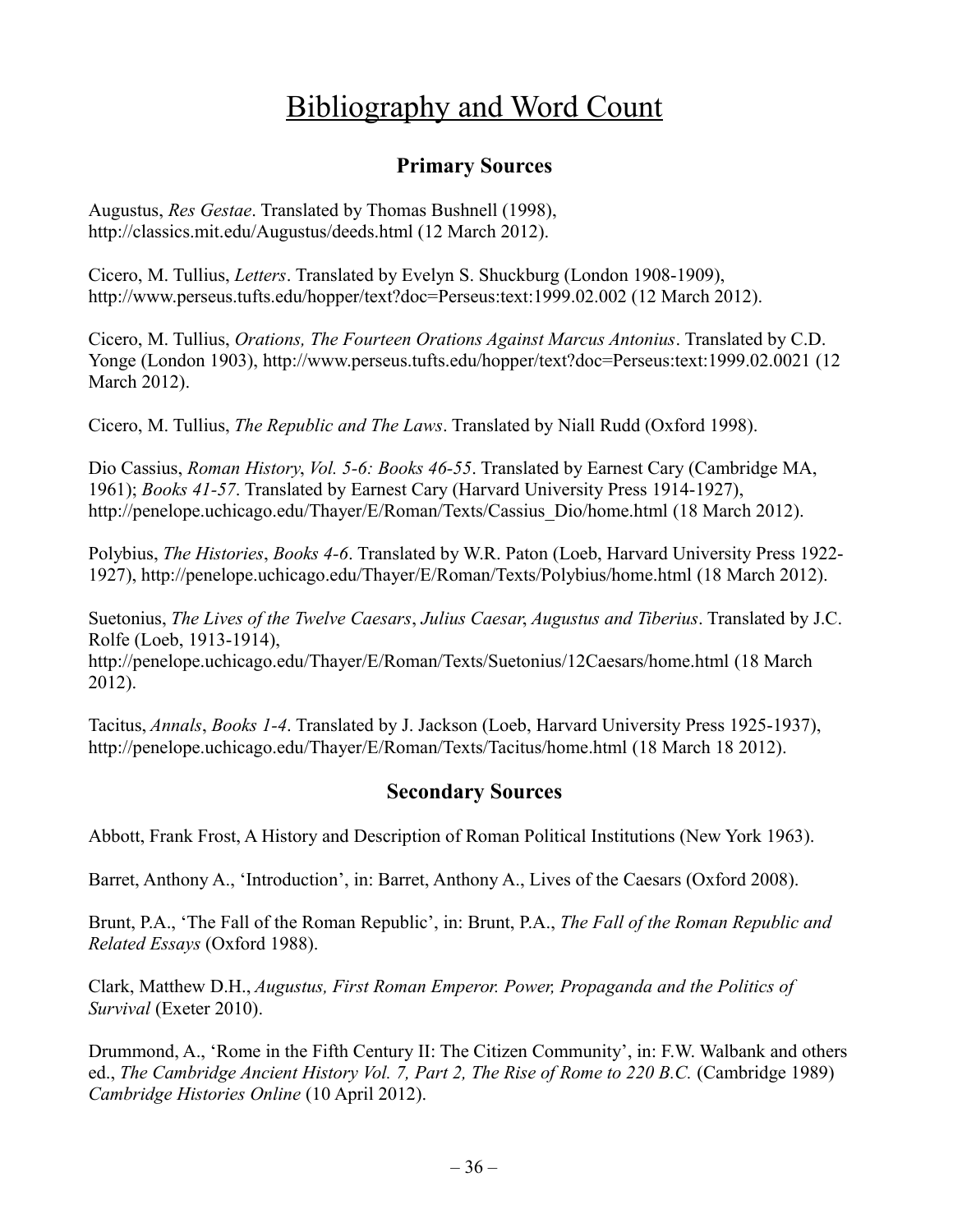# Bibliography and Word Count

## Primary Sources

Augustus, *Res Gestae*. Translated by Thomas Bushnell (1998), http://classics.mit.edu/Augustus/deeds.html (12 March 2012).

Cicero, M. Tullius, *Letters*. Translated by Evelyn S. Shuckburg (London 1908-1909), http://www.perseus.tufts.edu/hopper/text?doc=Perseus:text:1999.02.002 (12 March 2012).

Cicero, M. Tullius, *Orations, The Fourteen Orations Against Marcus Antonius*. Translated by C.D. Yonge (London 1903), http://www.perseus.tufts.edu/hopper/text?doc=Perseus:text:1999.02.0021 (12 March 2012).

Cicero, M. Tullius, *The Republic and The Laws*. Translated by Niall Rudd (Oxford 1998).

Dio Cassius, *Roman History*, *Vol. 5-6: Books 46-55*. Translated by Earnest Cary (Cambridge MA, 1961); *Books 41-57*. Translated by Earnest Cary (Harvard University Press 1914-1927), http://penelope.uchicago.edu/Thayer/E/Roman/Texts/Cassius_Dio/home.html (18 March 2012).

Polybius, *The Histories*, *Books 4-6*. Translated by W.R. Paton (Loeb, Harvard University Press 1922-1927), http://penelope.uchicago.edu/Thayer/E/Roman/Texts/Polybius/home.html (18 March 2012).

Suetonius, *The Lives of the Twelve Caesars*, *Julius Caesar*, *Augustus and Tiberius*. Translated by J.C. Rolfe (Loeb, 1913-1914), http://penelope.uchicago.edu/Thayer/E/Roman/Texts/Suetonius/12Caesars/home.html (18 March 2012).

Tacitus, *Annals*, *Books 1-4*. Translated by J. Jackson (Loeb, Harvard University Press 1925-1937), http://penelope.uchicago.edu/Thayer/E/Roman/Texts/Tacitus/home.html (18 March 18 2012).

## Secondary Sources

Abbott, Frank Frost, A History and Description of Roman Political Institutions (New York 1963).

Barret, Anthony A., 'Introduction', in: Barret, Anthony A., Lives of the Caesars (Oxford 2008).

Brunt, P.A., 'The Fall of the Roman Republic', in: Brunt, P.A., *The Fall of the Roman Republic and Related Essays* (Oxford 1988).

Clark, Matthew D.H., *Augustus, First Roman Emperor. Power, Propaganda and the Politics of Survival* (Exeter 2010).

Drummond, A., 'Rome in the Fifth Century II: The Citizen Community', in: F.W. Walbank and others ed., *The Cambridge Ancient History Vol. 7, Part 2, The Rise of Rome to 220 B.C.* (Cambridge 1989) *Cambridge Histories Online* (10 April 2012).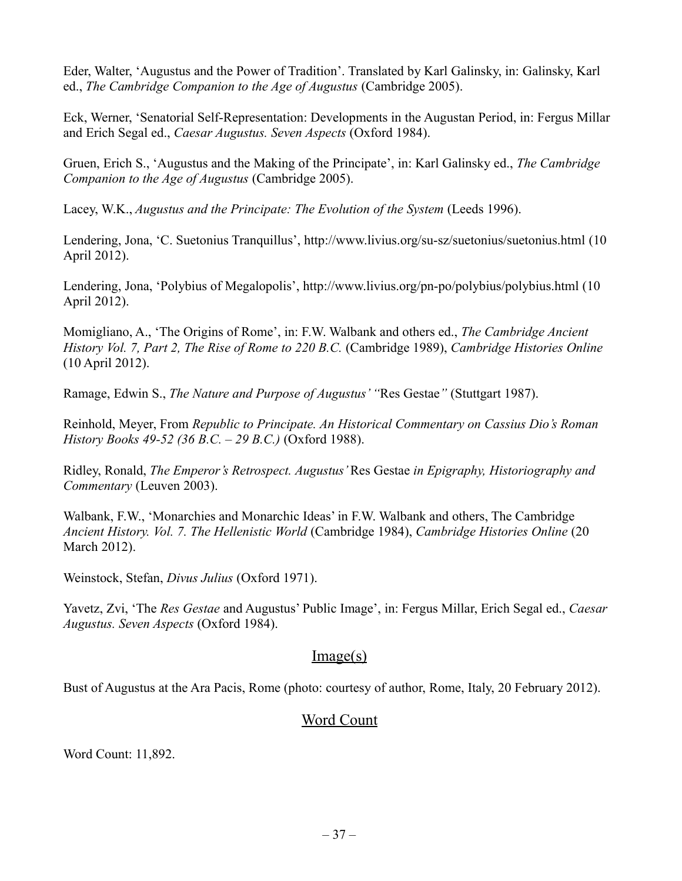Eder, Walter, 'Augustus and the Power of Tradition'. Translated by Karl Galinsky, in: Galinsky, Karl ed., *The Cambridge Companion to the Age of Augustus* (Cambridge 2005).

Eck, Werner, 'Senatorial Self-Representation: Developments in the Augustan Period, in: Fergus Millar and Erich Segal ed., *Caesar Augustus. Seven Aspects* (Oxford 1984).

Gruen, Erich S., 'Augustus and the Making of the Principate', in: Karl Galinsky ed., *The Cambridge Companion to the Age of Augustus* (Cambridge 2005).

Lacey, W.K., *Augustus and the Principate: The Evolution of the System* (Leeds 1996).

Lendering, Jona, 'C. Suetonius Tranquillus', http://www.livius.org/su-sz/suetonius/suetonius.html (10 April 2012).

Lendering, Jona, 'Polybius of Megalopolis', http://www.livius.org/pn-po/polybius/polybius.html (10 April 2012).

Momigliano, A., 'The Origins of Rome', in: F.W. Walbank and others ed., *The Cambridge Ancient History Vol. 7, Part 2, The Rise of Rome to 220 B.C.* (Cambridge 1989), *Cambridge Histories Online* (10 April 2012).

Ramage, Edwin S., *The Nature and Purpose of Augustus' "*Res Gestae*"* (Stuttgart 1987).

Reinhold, Meyer, From *Republic to Principate. An Historical Commentary on Cassius Dio's Roman History Books 49-52 (36 B.C. – 29 B.C.)* (Oxford 1988).

Ridley, Ronald, *The Emperor's Retrospect. Augustus'* Res Gestae *in Epigraphy, Historiography and Commentary* (Leuven 2003).

Walbank, F.W., 'Monarchies and Monarchic Ideas' in F.W. Walbank and others, The Cambridge *Ancient History. Vol. 7. The Hellenistic World* (Cambridge 1984), *Cambridge Histories Online* (20 March 2012).

Weinstock, Stefan, *Divus Julius* (Oxford 1971).

Yavetz, Zvi, 'The *Res Gestae* and Augustus' Public Image', in: Fergus Millar, Erich Segal ed., *Caesar Augustus. Seven Aspects* (Oxford 1984).

## Image(s)

Bust of Augustus at the Ara Pacis, Rome (photo: courtesy of author, Rome, Italy, 20 February 2012).

## Word Count

Word Count: 11,892.